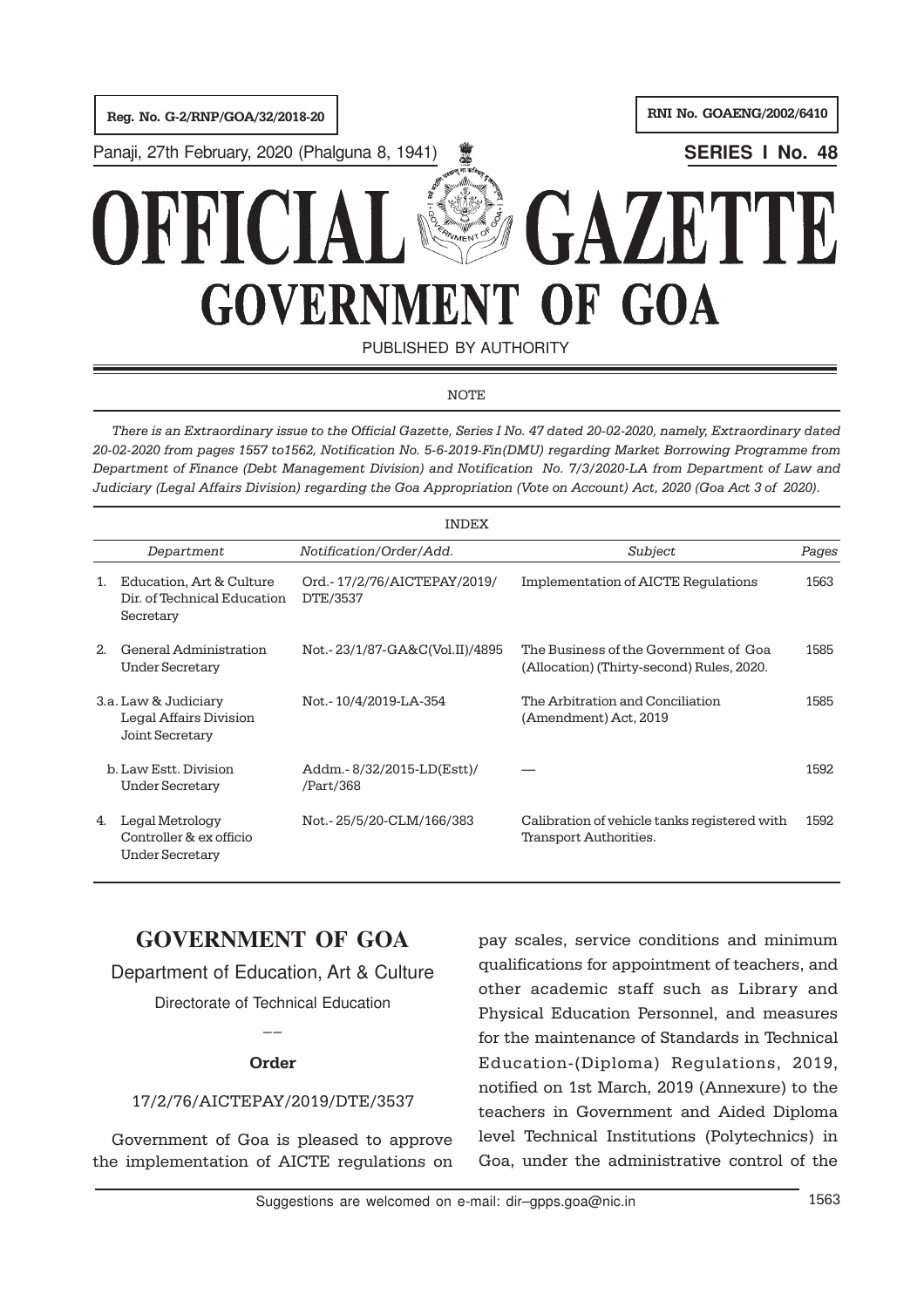Reg. No. G-2/RNP/GOA/32/2018-20

RNI No. GOAENG/2002/6410

Panaji, 27th February, 2020 (Phalguna 8, 1941)

**SERIES I No. 48**

# OFFICIAL GAZETTE
# GOVERNMENT OF GOA

PUBLISHED BY AUTHORITY

NOTE

*There is an Extraordinary issue to the Official Gazette, Series I No. 47 dated 20-02-2020, namely, Extraordinary dated 20-02-2020 from pages 1557 to1562, Notification No. 5-6-2019-Fin(DMU) regarding Market Borrowing Programme from Department of Finance (Debt Management Division) and Notification No. 7/3/2020-LA from Department of Law and Judiciary (Legal Affairs Division) regarding the Goa Appropriation (Vote on Account) Act, 2020 (Goa Act 3 of 2020).*

INDEX

| | Department | Notification/Order/Add. | Subject | Pages |
|---|---|---|---|---|
| 1. | Education, Art & Culture Dir. of Technical Education Secretary | Ord.- 17/2/76/AICTEPAY/2019/ DTE/3537 | Implementation of AICTE Regulations | 1563 |
| 2. | General Administration Under Secretary | Not.- 23/1/87-GA&C(Vol.II)/4895 | The Business of the Government of Goa (Allocation) (Thirty-second) Rules, 2020. | 1585 |
| 3.a. | Law & Judiciary Legal Affairs Division Joint Secretary | Not.- 10/4/2019-LA-354 | The Arbitration and Conciliation (Amendment) Act, 2019 | 1585 |
| b. | Law Estt. Division Under Secretary | Addm.- 8/32/2015-LD(Estt)/ /Part/368 | — | 1592 |
| 4. | Legal Metrology Controller & ex officio Under Secretary | Not.- 25/5/20-CLM/166/383 | Calibration of vehicle tanks registered with Transport Authorities. | 1592 |

## GOVERNMENT OF GOA

Department of Education, Art & Culture

Directorate of Technical Education

——

**Order**

17/2/76/AICTEPAY/2019/DTE/3537

Government of Goa is pleased to approve the implementation of AICTE regulations on pay scales, service conditions and minimum qualifications for appointment of teachers, and other academic staff such as Library and Physical Education Personnel, and measures for the maintenance of Standards in Technical Education-(Diploma) Regulations, 2019, notified on 1st March, 2019 (Annexure) to the teachers in Government and Aided Diploma level Technical Institutions (Polytechnics) in Goa, under the administrative control of the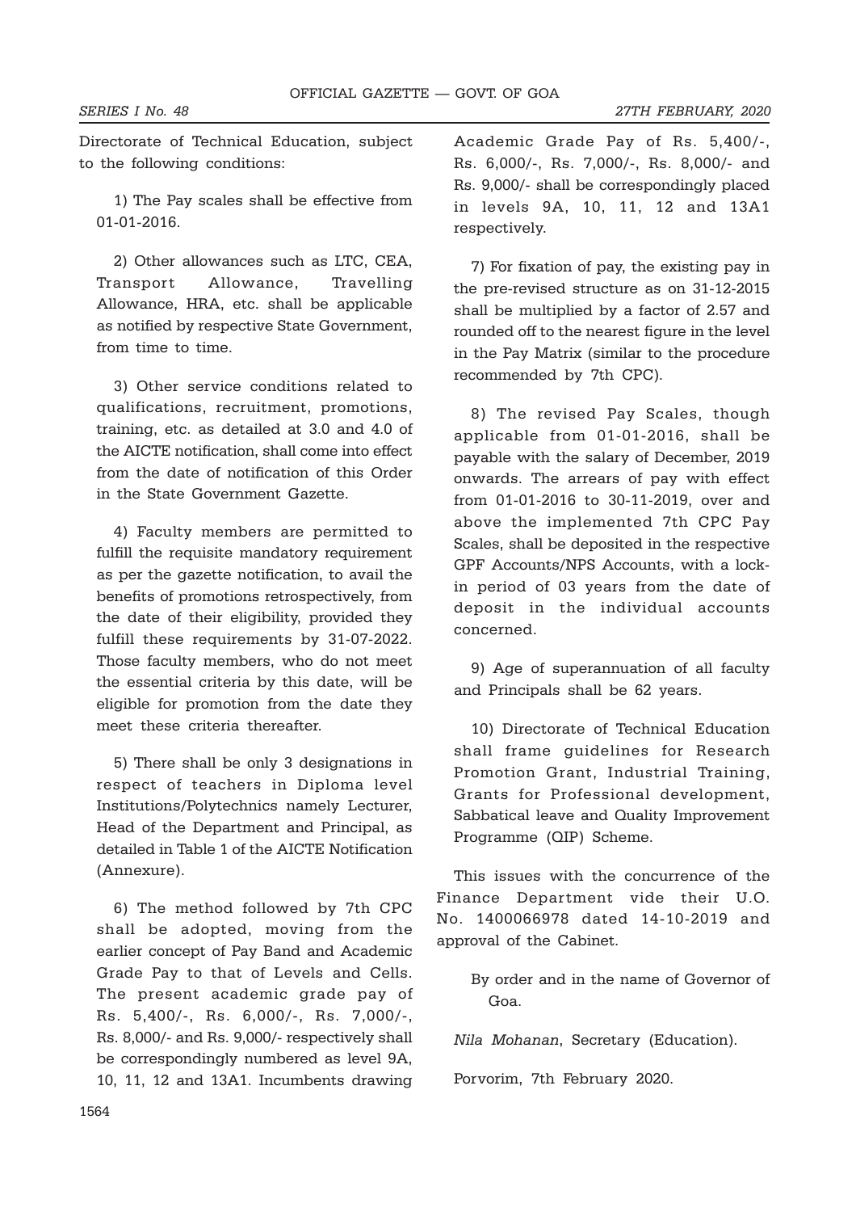Directorate of Technical Education, subject to the following conditions:

1) The Pay scales shall be effective from 01-01-2016.

2) Other allowances such as LTC, CEA, Transport Allowance, Travelling Allowance, HRA, etc. shall be applicable as notified by respective State Government, from time to time.

3) Other service conditions related to qualifications, recruitment, promotions, training, etc. as detailed at 3.0 and 4.0 of the AICTE notification, shall come into effect from the date of notification of this Order in the State Government Gazette.

4) Faculty members are permitted to fulfill the requisite mandatory requirement as per the gazette notification, to avail the benefits of promotions retrospectively, from the date of their eligibility, provided they fulfill these requirements by 31-07-2022. Those faculty members, who do not meet the essential criteria by this date, will be eligible for promotion from the date they meet these criteria thereafter.

5) There shall be only 3 designations in respect of teachers in Diploma level Institutions/Polytechnics namely Lecturer, Head of the Department and Principal, as detailed in Table 1 of the AICTE Notification (Annexure).

6) The method followed by 7th CPC shall be adopted, moving from the earlier concept of Pay Band and Academic Grade Pay to that of Levels and Cells. The present academic grade pay of Rs. 5,400/-, Rs. 6,000/-, Rs. 7,000/-, Rs. 8,000/- and Rs. 9,000/- respectively shall be correspondingly numbered as level 9A, 10, 11, 12 and 13A1. Incumbents drawing Academic Grade Pay of Rs. 5,400/-, Rs. 6,000/-, Rs. 7,000/-, Rs. 8,000/- and Rs. 9,000/- shall be correspondingly placed in levels 9A, 10, 11, 12 and 13A1 respectively.

7) For fixation of pay, the existing pay in the pre-revised structure as on 31-12-2015 shall be multiplied by a factor of 2.57 and rounded off to the nearest figure in the level in the Pay Matrix (similar to the procedure recommended by 7th CPC).

8) The revised Pay Scales, though applicable from 01-01-2016, shall be payable with the salary of December, 2019 onwards. The arrears of pay with effect from 01-01-2016 to 30-11-2019, over and above the implemented 7th CPC Pay Scales, shall be deposited in the respective GPF Accounts/NPS Accounts, with a lock-in period of 03 years from the date of deposit in the individual accounts concerned.

9) Age of superannuation of all faculty and Principals shall be 62 years.

10) Directorate of Technical Education shall frame guidelines for Research Promotion Grant, Industrial Training, Grants for Professional development, Sabbatical leave and Quality Improvement Programme (QIP) Scheme.

This issues with the concurrence of the Finance Department vide their U.O. No. 1400066978 dated 14-10-2019 and approval of the Cabinet.

By order and in the name of Governor of Goa.

*Nila Mohanan*, Secretary (Education).

Porvorim, 7th February 2020.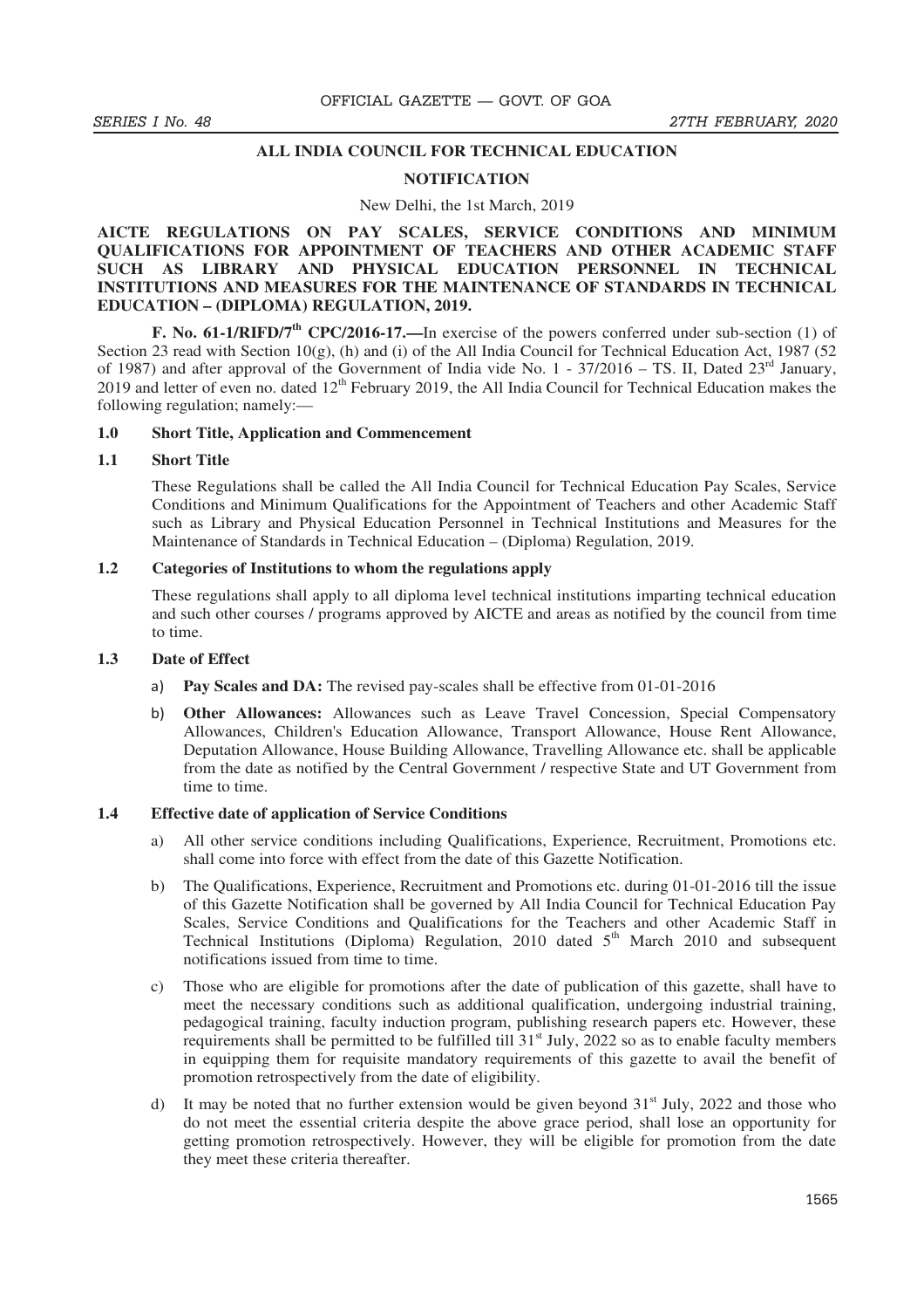## ALL INDIA COUNCIL FOR TECHNICAL EDUCATION

### NOTIFICATION

New Delhi, the 1st March, 2019

**AICTE REGULATIONS ON PAY SCALES, SERVICE CONDITIONS AND MINIMUM QUALIFICATIONS FOR APPOINTMENT OF TEACHERS AND OTHER ACADEMIC STAFF SUCH AS LIBRARY AND PHYSICAL EDUCATION PERSONNEL IN TECHNICAL INSTITUTIONS AND MEASURES FOR THE MAINTENANCE OF STANDARDS IN TECHNICAL EDUCATION – (DIPLOMA) REGULATION, 2019.**

**F. No. 61-1/RIFD/7th CPC/2016-17.—**In exercise of the powers conferred under sub-section (1) of Section 23 read with Section 10(g), (h) and (i) of the All India Council for Technical Education Act, 1987 (52 of 1987) and after approval of the Government of India vide No. 1 - 37/2016 – TS. II, Dated 23rd January, 2019 and letter of even no. dated 12th February 2019, the All India Council for Technical Education makes the following regulation; namely:—

**1.0 Short Title, Application and Commencement**

**1.1 Short Title**

These Regulations shall be called the All India Council for Technical Education Pay Scales, Service Conditions and Minimum Qualifications for the Appointment of Teachers and other Academic Staff such as Library and Physical Education Personnel in Technical Institutions and Measures for the Maintenance of Standards in Technical Education – (Diploma) Regulation, 2019.

**1.2 Categories of Institutions to whom the regulations apply**

These regulations shall apply to all diploma level technical institutions imparting technical education and such other courses / programs approved by AICTE and areas as notified by the council from time to time.

**1.3 Date of Effect**

a) **Pay Scales and DA:** The revised pay-scales shall be effective from 01-01-2016

b) **Other Allowances:** Allowances such as Leave Travel Concession, Special Compensatory Allowances, Children's Education Allowance, Transport Allowance, House Rent Allowance, Deputation Allowance, House Building Allowance, Travelling Allowance etc. shall be applicable from the date as notified by the Central Government / respective State and UT Government from time to time.

**1.4 Effective date of application of Service Conditions**

a) All other service conditions including Qualifications, Experience, Recruitment, Promotions etc. shall come into force with effect from the date of this Gazette Notification.

b) The Qualifications, Experience, Recruitment and Promotions etc. during 01-01-2016 till the issue of this Gazette Notification shall be governed by All India Council for Technical Education Pay Scales, Service Conditions and Qualifications for the Teachers and other Academic Staff in Technical Institutions (Diploma) Regulation, 2010 dated 5th March 2010 and subsequent notifications issued from time to time.

c) Those who are eligible for promotions after the date of publication of this gazette, shall have to meet the necessary conditions such as additional qualification, undergoing industrial training, pedagogical training, faculty induction program, publishing research papers etc. However, these requirements shall be permitted to be fulfilled till 31st July, 2022 so as to enable faculty members in equipping them for requisite mandatory requirements of this gazette to avail the benefit of promotion retrospectively from the date of eligibility.

d) It may be noted that no further extension would be given beyond 31st July, 2022 and those who do not meet the essential criteria despite the above grace period, shall lose an opportunity for getting promotion retrospectively. However, they will be eligible for promotion from the date they meet these criteria thereafter.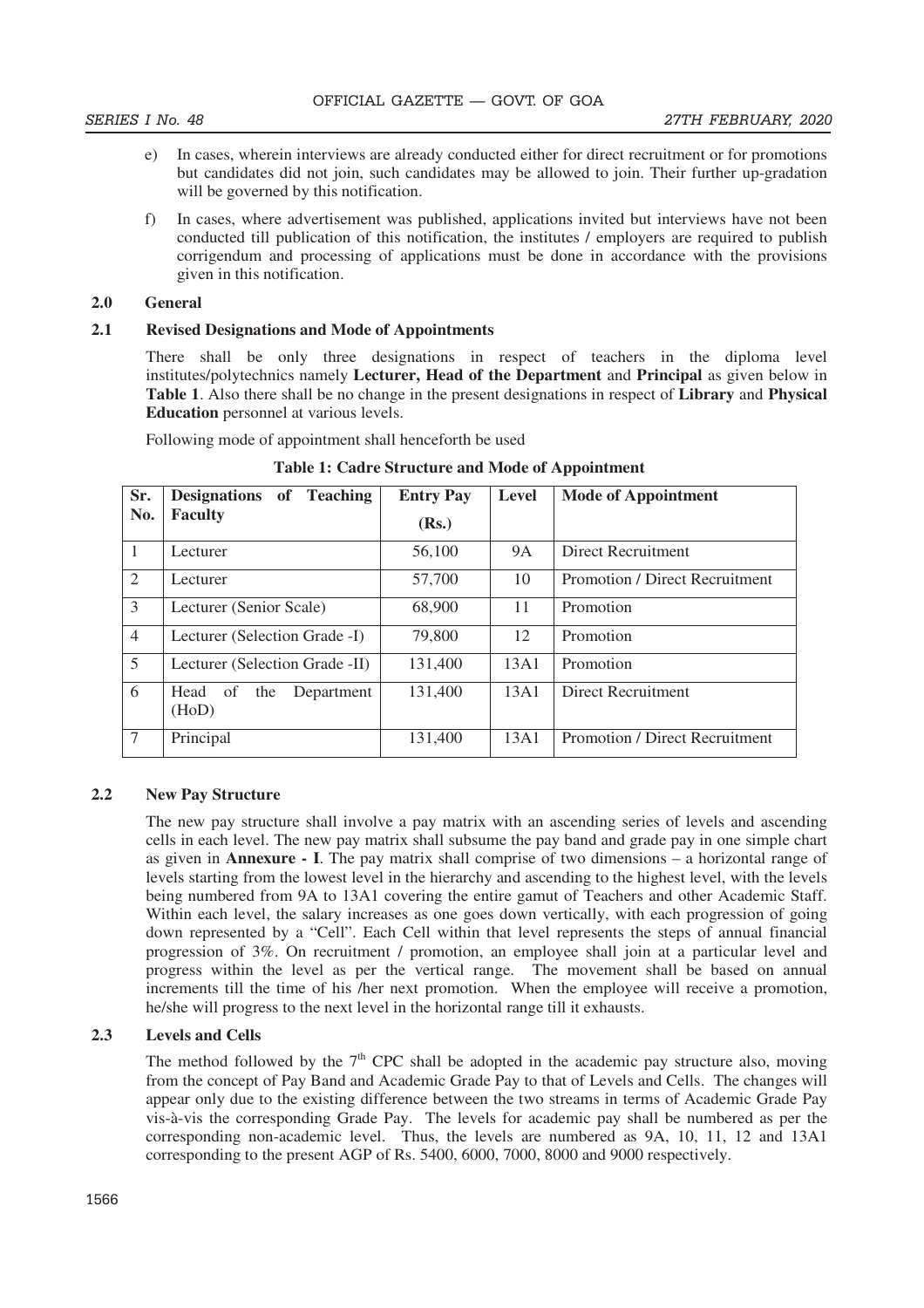e) In cases, wherein interviews are already conducted either for direct recruitment or for promotions but candidates did not join, such candidates may be allowed to join. Their further up-gradation will be governed by this notification.

f) In cases, where advertisement was published, applications invited but interviews have not been conducted till publication of this notification, the institutes / employers are required to publish corrigendum and processing of applications must be done in accordance with the provisions given in this notification.

## 2.0 General

### 2.1 Revised Designations and Mode of Appointments

There shall be only three designations in respect of teachers in the diploma level institutes/polytechnics namely **Lecturer, Head of the Department** and **Principal** as given below in **Table 1**. Also there shall be no change in the present designations in respect of **Library** and **Physical Education** personnel at various levels.

Following mode of appointment shall henceforth be used

**Table 1: Cadre Structure and Mode of Appointment**

| Sr. No. | Designations of Teaching Faculty | Entry Pay (Rs.) | Level | Mode of Appointment |
|---|---|---|---|---|
| 1 | Lecturer | 56,100 | 9A | Direct Recruitment |
| 2 | Lecturer | 57,700 | 10 | Promotion / Direct Recruitment |
| 3 | Lecturer (Senior Scale) | 68,900 | 11 | Promotion |
| 4 | Lecturer (Selection Grade -I) | 79,800 | 12 | Promotion |
| 5 | Lecturer (Selection Grade -II) | 131,400 | 13A1 | Promotion |
| 6 | Head of the Department (HoD) | 131,400 | 13A1 | Direct Recruitment |
| 7 | Principal | 131,400 | 13A1 | Promotion / Direct Recruitment |

### 2.2 New Pay Structure

The new pay structure shall involve a pay matrix with an ascending series of levels and ascending cells in each level. The new pay matrix shall subsume the pay band and grade pay in one simple chart as given in **Annexure - I**. The pay matrix shall comprise of two dimensions – a horizontal range of levels starting from the lowest level in the hierarchy and ascending to the highest level, with the levels being numbered from 9A to 13A1 covering the entire gamut of Teachers and other Academic Staff. Within each level, the salary increases as one goes down vertically, with each progression of going down represented by a "Cell". Each Cell within that level represents the steps of annual financial progression of 3%. On recruitment / promotion, an employee shall join at a particular level and progress within the level as per the vertical range. The movement shall be based on annual increments till the time of his /her next promotion. When the employee will receive a promotion, he/she will progress to the next level in the horizontal range till it exhausts.

### 2.3 Levels and Cells

The method followed by the 7th CPC shall be adopted in the academic pay structure also, moving from the concept of Pay Band and Academic Grade Pay to that of Levels and Cells. The changes will appear only due to the existing difference between the two streams in terms of Academic Grade Pay vis-à-vis the corresponding Grade Pay. The levels for academic pay shall be numbered as per the corresponding non-academic level. Thus, the levels are numbered as 9A, 10, 11, 12 and 13A1 corresponding to the present AGP of Rs. 5400, 6000, 7000, 8000 and 9000 respectively.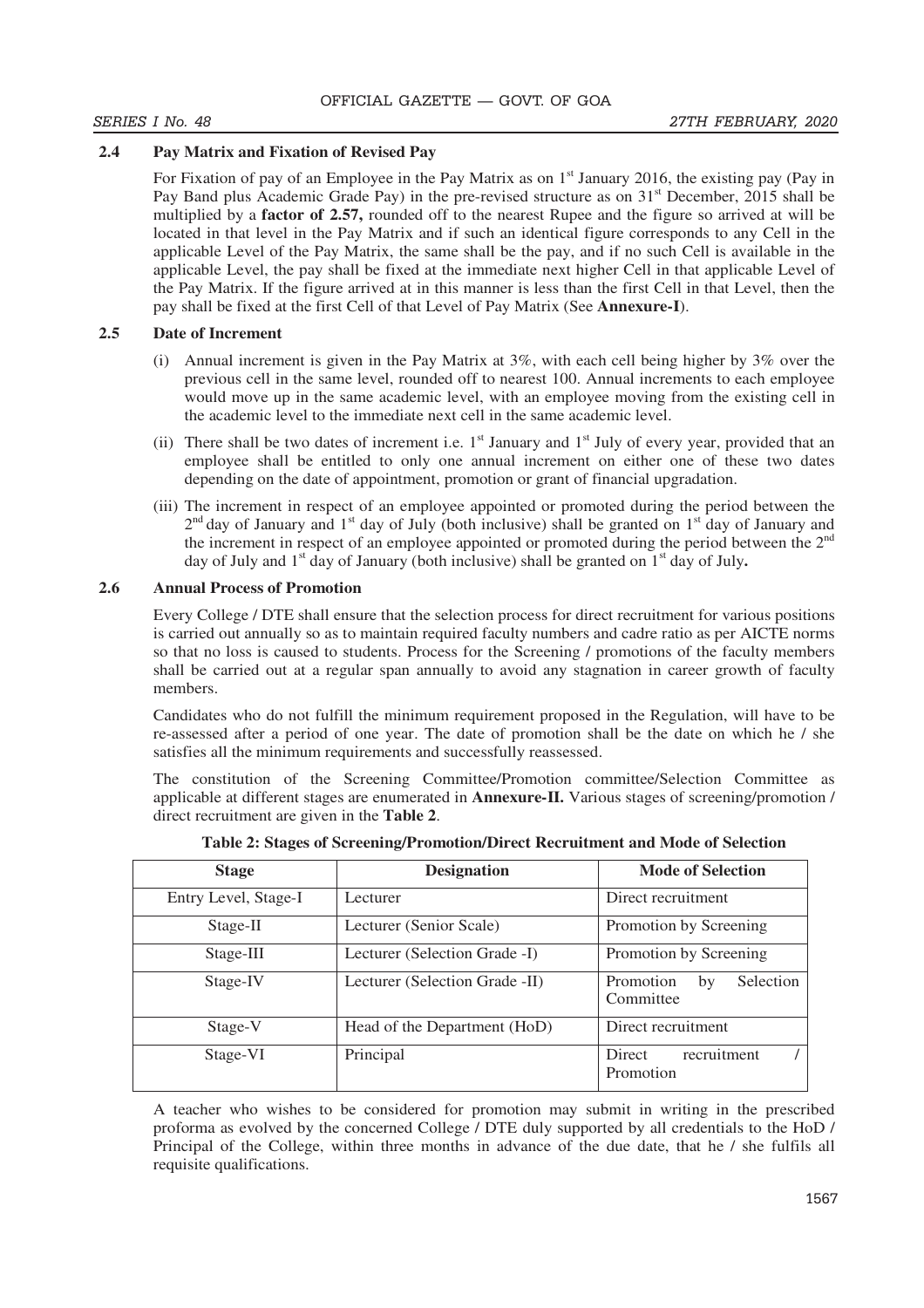### 2.4 Pay Matrix and Fixation of Revised Pay

For Fixation of pay of an Employee in the Pay Matrix as on 1st January 2016, the existing pay (Pay in Pay Band plus Academic Grade Pay) in the pre-revised structure as on 31st December, 2015 shall be multiplied by a **factor of 2.57,** rounded off to the nearest Rupee and the figure so arrived at will be located in that level in the Pay Matrix and if such an identical figure corresponds to any Cell in the applicable Level of the Pay Matrix, the same shall be the pay, and if no such Cell is available in the applicable Level, the pay shall be fixed at the immediate next higher Cell in that applicable Level of the Pay Matrix. If the figure arrived at in this manner is less than the first Cell in that Level, then the pay shall be fixed at the first Cell of that Level of Pay Matrix (See **Annexure-I**).

### 2.5 Date of Increment

(i) Annual increment is given in the Pay Matrix at 3%, with each cell being higher by 3% over the previous cell in the same level, rounded off to nearest 100. Annual increments to each employee would move up in the same academic level, with an employee moving from the existing cell in the academic level to the immediate next cell in the same academic level.

(ii) There shall be two dates of increment i.e. 1st January and 1st July of every year, provided that an employee shall be entitled to only one annual increment on either one of these two dates depending on the date of appointment, promotion or grant of financial upgradation.

(iii) The increment in respect of an employee appointed or promoted during the period between the 2nd day of January and 1st day of July (both inclusive) shall be granted on 1st day of January and the increment in respect of an employee appointed or promoted during the period between the 2nd day of July and 1st day of January (both inclusive) shall be granted on 1st day of July**.**

### 2.6 Annual Process of Promotion

Every College / DTE shall ensure that the selection process for direct recruitment for various positions is carried out annually so as to maintain required faculty numbers and cadre ratio as per AICTE norms so that no loss is caused to students. Process for the Screening / promotions of the faculty members shall be carried out at a regular span annually to avoid any stagnation in career growth of faculty members.

Candidates who do not fulfill the minimum requirement proposed in the Regulation, will have to be re-assessed after a period of one year. The date of promotion shall be the date on which he / she satisfies all the minimum requirements and successfully reassessed.

The constitution of the Screening Committee/Promotion committee/Selection Committee as applicable at different stages are enumerated in **Annexure-II.** Various stages of screening/promotion / direct recruitment are given in the **Table 2**.

**Table 2: Stages of Screening/Promotion/Direct Recruitment and Mode of Selection**

| Stage | Designation | Mode of Selection |
|---|---|---|
| Entry Level, Stage-I | Lecturer | Direct recruitment |
| Stage-II | Lecturer (Senior Scale) | Promotion by Screening |
| Stage-III | Lecturer (Selection Grade -I) | Promotion by Screening |
| Stage-IV | Lecturer (Selection Grade -II) | Promotion by Selection Committee |
| Stage-V | Head of the Department (HoD) | Direct recruitment |
| Stage-VI | Principal | Direct recruitment / Promotion |

A teacher who wishes to be considered for promotion may submit in writing in the prescribed proforma as evolved by the concerned College / DTE duly supported by all credentials to the HoD / Principal of the College, within three months in advance of the due date, that he / she fulfils all requisite qualifications.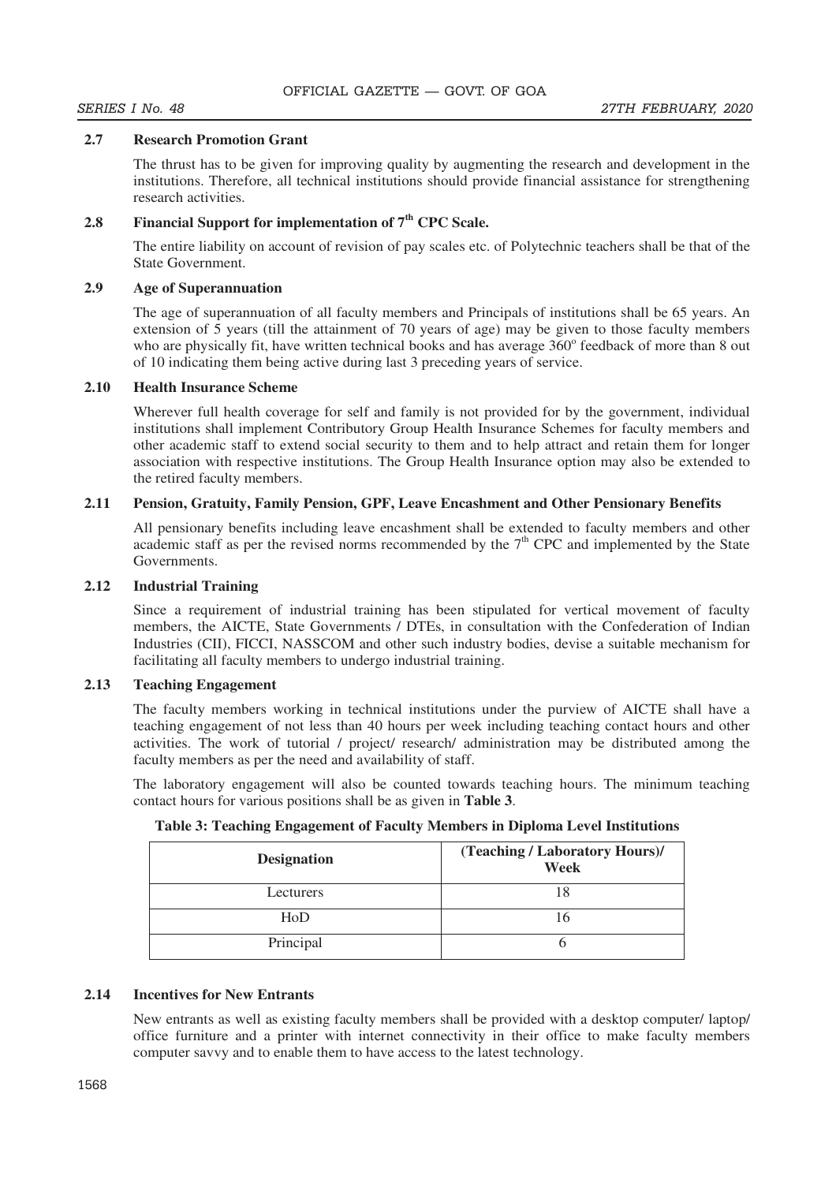### 2.7 Research Promotion Grant

The thrust has to be given for improving quality by augmenting the research and development in the institutions. Therefore, all technical institutions should provide financial assistance for strengthening research activities.

### 2.8 Financial Support for implementation of 7th CPC Scale.

The entire liability on account of revision of pay scales etc. of Polytechnic teachers shall be that of the State Government.

### 2.9 Age of Superannuation

The age of superannuation of all faculty members and Principals of institutions shall be 65 years. An extension of 5 years (till the attainment of 70 years of age) may be given to those faculty members who are physically fit, have written technical books and has average 360° feedback of more than 8 out of 10 indicating them being active during last 3 preceding years of service.

### 2.10 Health Insurance Scheme

Wherever full health coverage for self and family is not provided for by the government, individual institutions shall implement Contributory Group Health Insurance Schemes for faculty members and other academic staff to extend social security to them and to help attract and retain them for longer association with respective institutions. The Group Health Insurance option may also be extended to the retired faculty members.

### 2.11 Pension, Gratuity, Family Pension, GPF, Leave Encashment and Other Pensionary Benefits

All pensionary benefits including leave encashment shall be extended to faculty members and other academic staff as per the revised norms recommended by the 7th CPC and implemented by the State Governments.

### 2.12 Industrial Training

Since a requirement of industrial training has been stipulated for vertical movement of faculty members, the AICTE, State Governments / DTEs, in consultation with the Confederation of Indian Industries (CII), FICCI, NASSCOM and other such industry bodies, devise a suitable mechanism for facilitating all faculty members to undergo industrial training.

### 2.13 Teaching Engagement

The faculty members working in technical institutions under the purview of AICTE shall have a teaching engagement of not less than 40 hours per week including teaching contact hours and other activities. The work of tutorial / project/ research/ administration may be distributed among the faculty members as per the need and availability of staff.

The laboratory engagement will also be counted towards teaching hours. The minimum teaching contact hours for various positions shall be as given in **Table 3**.

**Table 3: Teaching Engagement of Faculty Members in Diploma Level Institutions**

| Designation | (Teaching / Laboratory Hours)/ Week |
|---|---|
| Lecturers | 18 |
| HoD | 16 |
| Principal | 6 |

### 2.14 Incentives for New Entrants

New entrants as well as existing faculty members shall be provided with a desktop computer/ laptop/ office furniture and a printer with internet connectivity in their office to make faculty members computer savvy and to enable them to have access to the latest technology.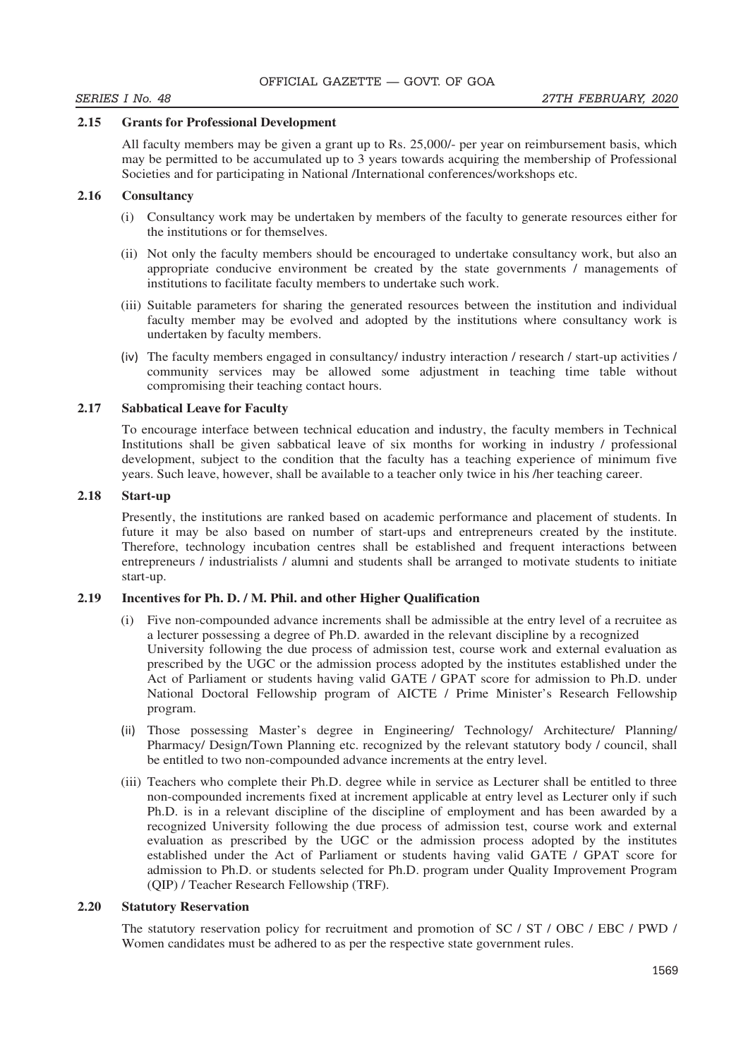### 2.15 Grants for Professional Development

All faculty members may be given a grant up to Rs. 25,000/- per year on reimbursement basis, which may be permitted to be accumulated up to 3 years towards acquiring the membership of Professional Societies and for participating in National /International conferences/workshops etc.

### 2.16 Consultancy

(i) Consultancy work may be undertaken by members of the faculty to generate resources either for the institutions or for themselves.

(ii) Not only the faculty members should be encouraged to undertake consultancy work, but also an appropriate conducive environment be created by the state governments / managements of institutions to facilitate faculty members to undertake such work.

(iii) Suitable parameters for sharing the generated resources between the institution and individual faculty member may be evolved and adopted by the institutions where consultancy work is undertaken by faculty members.

(iv) The faculty members engaged in consultancy/ industry interaction / research / start-up activities / community services may be allowed some adjustment in teaching time table without compromising their teaching contact hours.

### 2.17 Sabbatical Leave for Faculty

To encourage interface between technical education and industry, the faculty members in Technical Institutions shall be given sabbatical leave of six months for working in industry / professional development, subject to the condition that the faculty has a teaching experience of minimum five years. Such leave, however, shall be available to a teacher only twice in his /her teaching career.

### 2.18 Start-up

Presently, the institutions are ranked based on academic performance and placement of students. In future it may be also based on number of start-ups and entrepreneurs created by the institute. Therefore, technology incubation centres shall be established and frequent interactions between entrepreneurs / industrialists / alumni and students shall be arranged to motivate students to initiate start-up.

### 2.19 Incentives for Ph. D. / M. Phil. and other Higher Qualification

(i) Five non-compounded advance increments shall be admissible at the entry level of a recruitee as a lecturer possessing a degree of Ph.D. awarded in the relevant discipline by a recognized University following the due process of admission test, course work and external evaluation as prescribed by the UGC or the admission process adopted by the institutes established under the Act of Parliament or students having valid GATE / GPAT score for admission to Ph.D. under National Doctoral Fellowship program of AICTE / Prime Minister's Research Fellowship program.

(ii) Those possessing Master's degree in Engineering/ Technology/ Architecture/ Planning/ Pharmacy/ Design/Town Planning etc. recognized by the relevant statutory body / council, shall be entitled to two non-compounded advance increments at the entry level.

(iii) Teachers who complete their Ph.D. degree while in service as Lecturer shall be entitled to three non-compounded increments fixed at increment applicable at entry level as Lecturer only if such Ph.D. is in a relevant discipline of the discipline of employment and has been awarded by a recognized University following the due process of admission test, course work and external evaluation as prescribed by the UGC or the admission process adopted by the institutes established under the Act of Parliament or students having valid GATE / GPAT score for admission to Ph.D. or students selected for Ph.D. program under Quality Improvement Program (QIP) / Teacher Research Fellowship (TRF).

### 2.20 Statutory Reservation

The statutory reservation policy for recruitment and promotion of SC / ST / OBC / EBC / PWD / Women candidates must be adhered to as per the respective state government rules.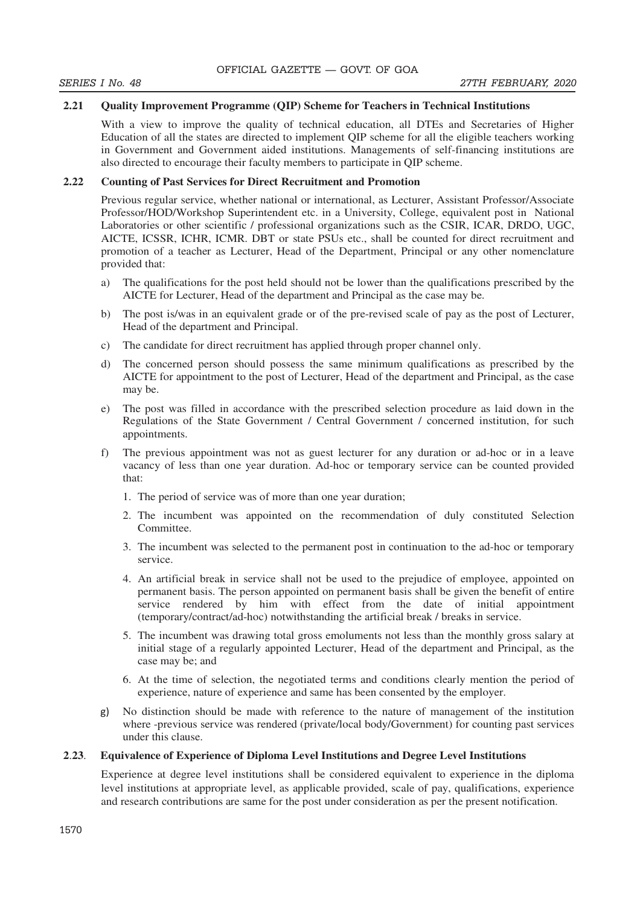### 2.21 Quality Improvement Programme (QIP) Scheme for Teachers in Technical Institutions

With a view to improve the quality of technical education, all DTEs and Secretaries of Higher Education of all the states are directed to implement QIP scheme for all the eligible teachers working in Government and Government aided institutions. Managements of self-financing institutions are also directed to encourage their faculty members to participate in QIP scheme.

### 2.22 Counting of Past Services for Direct Recruitment and Promotion

Previous regular service, whether national or international, as Lecturer, Assistant Professor/Associate Professor/HOD/Workshop Superintendent etc. in a University, College, equivalent post in National Laboratories or other scientific / professional organizations such as the CSIR, ICAR, DRDO, UGC, AICTE, ICSSR, ICHR, ICMR. DBT or state PSUs etc., shall be counted for direct recruitment and promotion of a teacher as Lecturer, Head of the Department, Principal or any other nomenclature provided that:

a) The qualifications for the post held should not be lower than the qualifications prescribed by the AICTE for Lecturer, Head of the department and Principal as the case may be.

b) The post is/was in an equivalent grade or of the pre-revised scale of pay as the post of Lecturer, Head of the department and Principal.

c) The candidate for direct recruitment has applied through proper channel only.

d) The concerned person should possess the same minimum qualifications as prescribed by the AICTE for appointment to the post of Lecturer, Head of the department and Principal, as the case may be.

e) The post was filled in accordance with the prescribed selection procedure as laid down in the Regulations of the State Government / Central Government / concerned institution, for such appointments.

f) The previous appointment was not as guest lecturer for any duration or ad-hoc or in a leave vacancy of less than one year duration. Ad-hoc or temporary service can be counted provided that:

1. The period of service was of more than one year duration;
2. The incumbent was appointed on the recommendation of duly constituted Selection Committee.
3. The incumbent was selected to the permanent post in continuation to the ad-hoc or temporary service.
4. An artificial break in service shall not be used to the prejudice of employee, appointed on permanent basis. The person appointed on permanent basis shall be given the benefit of entire service rendered by him with effect from the date of initial appointment (temporary/contract/ad-hoc) notwithstanding the artificial break / breaks in service.
5. The incumbent was drawing total gross emoluments not less than the monthly gross salary at initial stage of a regularly appointed Lecturer, Head of the department and Principal, as the case may be; and
6. At the time of selection, the negotiated terms and conditions clearly mention the period of experience, nature of experience and same has been consented by the employer.

g) No distinction should be made with reference to the nature of management of the institution where -previous service was rendered (private/local body/Government) for counting past services under this clause.

### 2.23. Equivalence of Experience of Diploma Level Institutions and Degree Level Institutions

Experience at degree level institutions shall be considered equivalent to experience in the diploma level institutions at appropriate level, as applicable provided, scale of pay, qualifications, experience and research contributions are same for the post under consideration as per the present notification.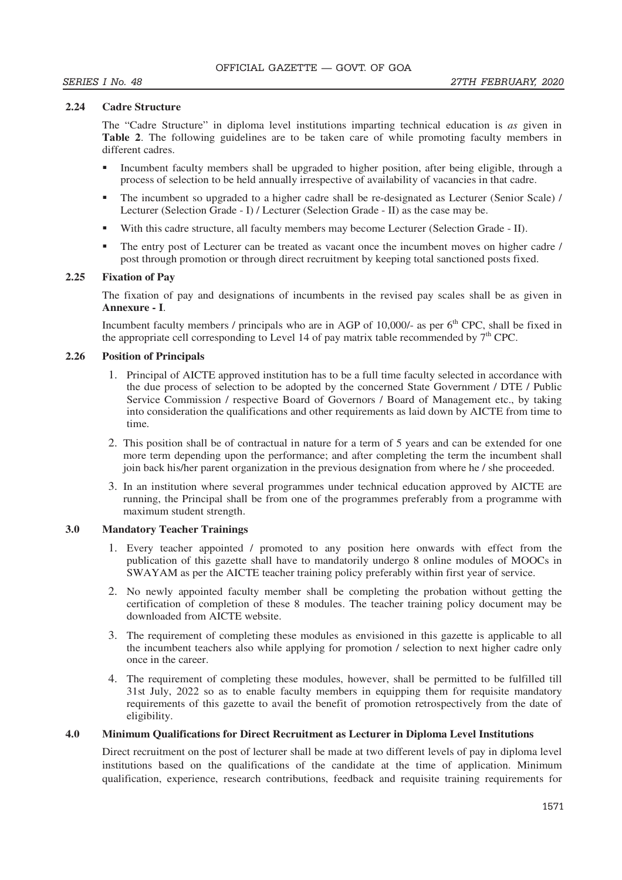### 2.24 Cadre Structure

The "Cadre Structure" in diploma level institutions imparting technical education is *as* given in **Table 2**. The following guidelines are to be taken care of while promoting faculty members in different cadres.

- Incumbent faculty members shall be upgraded to higher position, after being eligible, through a process of selection to be held annually irrespective of availability of vacancies in that cadre.
- The incumbent so upgraded to a higher cadre shall be re-designated as Lecturer (Senior Scale) / Lecturer (Selection Grade - I) / Lecturer (Selection Grade - II) as the case may be.
- With this cadre structure, all faculty members may become Lecturer (Selection Grade - II).
- The entry post of Lecturer can be treated as vacant once the incumbent moves on higher cadre / post through promotion or through direct recruitment by keeping total sanctioned posts fixed.

### 2.25 Fixation of Pay

The fixation of pay and designations of incumbents in the revised pay scales shall be as given in **Annexure - I**.

Incumbent faculty members / principals who are in AGP of 10,000/- as per 6th CPC, shall be fixed in the appropriate cell corresponding to Level 14 of pay matrix table recommended by 7th CPC.

### 2.26 Position of Principals

1. Principal of AICTE approved institution has to be a full time faculty selected in accordance with the due process of selection to be adopted by the concerned State Government / DTE / Public Service Commission / respective Board of Governors / Board of Management etc., by taking into consideration the qualifications and other requirements as laid down by AICTE from time to time.
2. This position shall be of contractual in nature for a term of 5 years and can be extended for one more term depending upon the performance; and after completing the term the incumbent shall join back his/her parent organization in the previous designation from where he / she proceeded.
3. In an institution where several programmes under technical education approved by AICTE are running, the Principal shall be from one of the programmes preferably from a programme with maximum student strength.

### 3.0 Mandatory Teacher Trainings

1. Every teacher appointed / promoted to any position here onwards with effect from the publication of this gazette shall have to mandatorily undergo 8 online modules of MOOCs in SWAYAM as per the AICTE teacher training policy preferably within first year of service.
2. No newly appointed faculty member shall be completing the probation without getting the certification of completion of these 8 modules. The teacher training policy document may be downloaded from AICTE website.
3. The requirement of completing these modules as envisioned in this gazette is applicable to all the incumbent teachers also while applying for promotion / selection to next higher cadre only once in the career.
4. The requirement of completing these modules, however, shall be permitted to be fulfilled till 31st July, 2022 so as to enable faculty members in equipping them for requisite mandatory requirements of this gazette to avail the benefit of promotion retrospectively from the date of eligibility.

### 4.0 Minimum Qualifications for Direct Recruitment as Lecturer in Diploma Level Institutions

Direct recruitment on the post of lecturer shall be made at two different levels of pay in diploma level institutions based on the qualifications of the candidate at the time of application. Minimum qualification, experience, research contributions, feedback and requisite training requirements for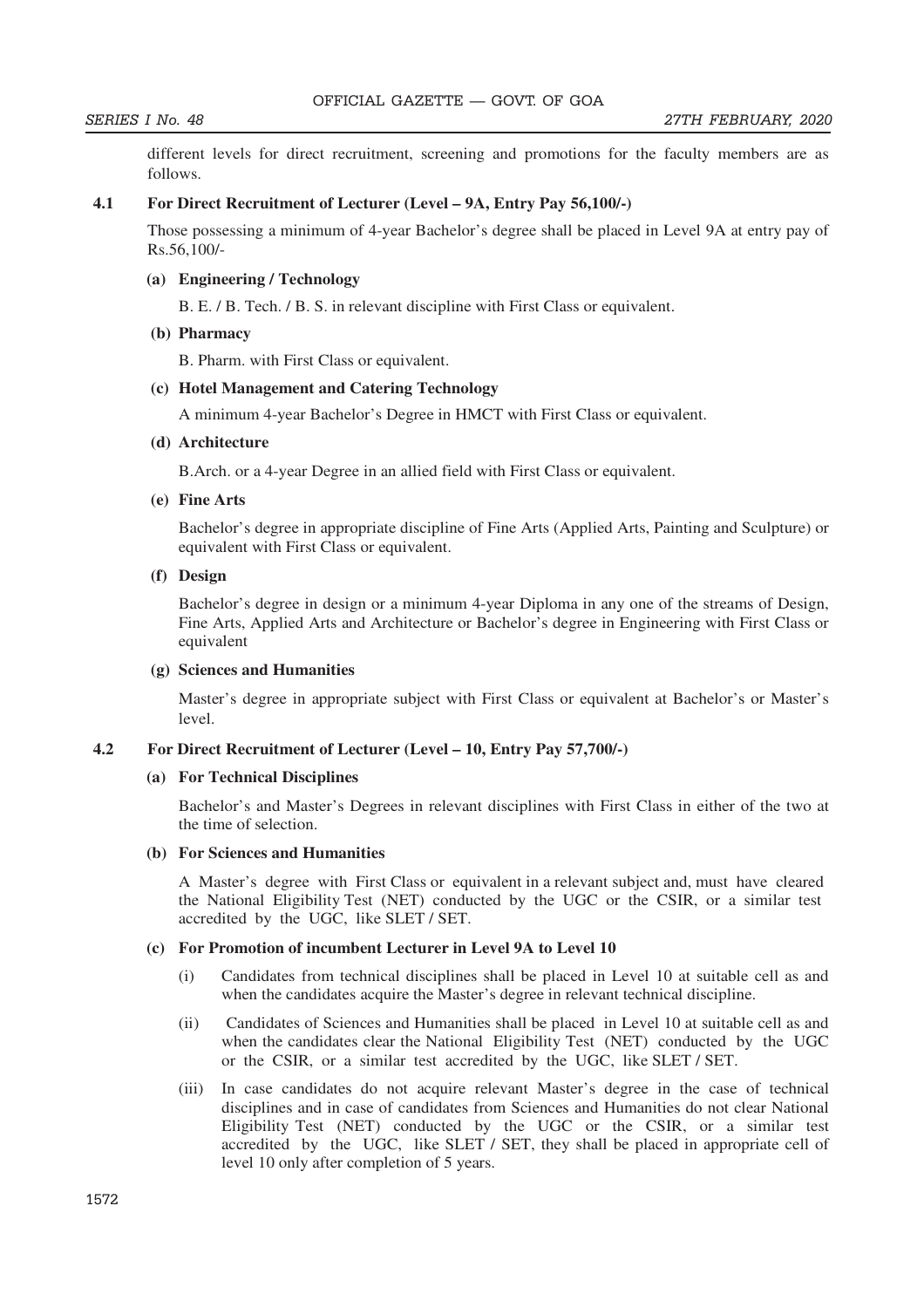different levels for direct recruitment, screening and promotions for the faculty members are as follows.

**4.1 For Direct Recruitment of Lecturer (Level – 9A, Entry Pay 56,100/-)**

Those possessing a minimum of 4-year Bachelor's degree shall be placed in Level 9A at entry pay of Rs.56,100/-

**(a) Engineering / Technology**

B. E. / B. Tech. / B. S. in relevant discipline with First Class or equivalent.

**(b) Pharmacy**

B. Pharm. with First Class or equivalent.

**(c) Hotel Management and Catering Technology**

A minimum 4-year Bachelor's Degree in HMCT with First Class or equivalent.

**(d) Architecture**

B.Arch. or a 4-year Degree in an allied field with First Class or equivalent.

**(e) Fine Arts**

Bachelor's degree in appropriate discipline of Fine Arts (Applied Arts, Painting and Sculpture) or equivalent with First Class or equivalent.

**(f) Design**

Bachelor's degree in design or a minimum 4-year Diploma in any one of the streams of Design, Fine Arts, Applied Arts and Architecture or Bachelor's degree in Engineering with First Class or equivalent

**(g) Sciences and Humanities**

Master's degree in appropriate subject with First Class or equivalent at Bachelor's or Master's level.

**4.2 For Direct Recruitment of Lecturer (Level – 10, Entry Pay 57,700/-)**

**(a) For Technical Disciplines**

Bachelor's and Master's Degrees in relevant disciplines with First Class in either of the two at the time of selection.

**(b) For Sciences and Humanities**

A Master's degree with First Class or equivalent in a relevant subject and, must have cleared the National Eligibility Test (NET) conducted by the UGC or the CSIR, or a similar test accredited by the UGC, like SLET / SET.

**(c) For Promotion of incumbent Lecturer in Level 9A to Level 10**

(i) Candidates from technical disciplines shall be placed in Level 10 at suitable cell as and when the candidates acquire the Master's degree in relevant technical discipline.

(ii) Candidates of Sciences and Humanities shall be placed in Level 10 at suitable cell as and when the candidates clear the National Eligibility Test (NET) conducted by the UGC or the CSIR, or a similar test accredited by the UGC, like SLET / SET.

(iii) In case candidates do not acquire relevant Master's degree in the case of technical disciplines and in case of candidates from Sciences and Humanities do not clear National Eligibility Test (NET) conducted by the UGC or the CSIR, or a similar test accredited by the UGC, like SLET / SET, they shall be placed in appropriate cell of level 10 only after completion of 5 years.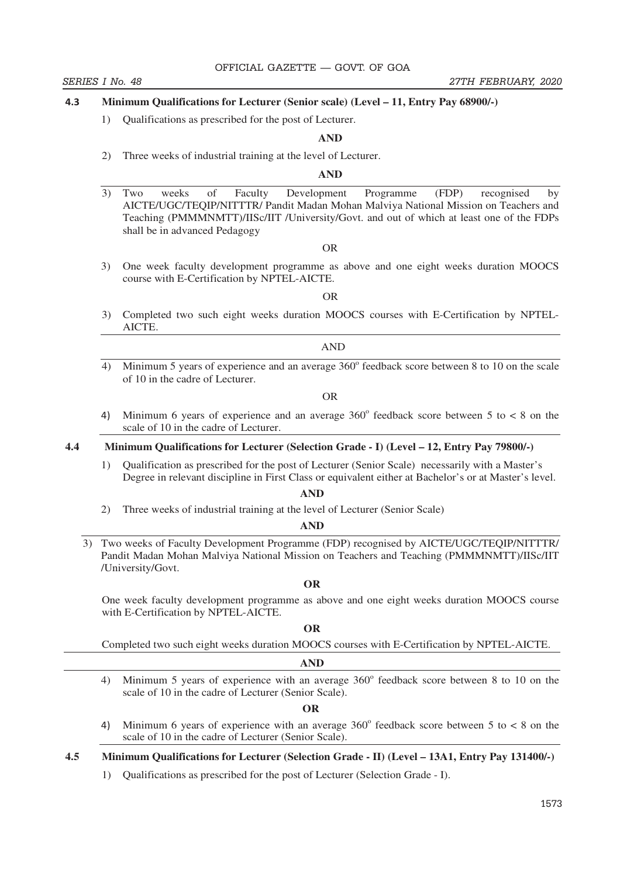**4.3 Minimum Qualifications for Lecturer (Senior scale) (Level – 11, Entry Pay 68900/-)**

1) Qualifications as prescribed for the post of Lecturer.

**AND**

2) Three weeks of industrial training at the level of Lecturer.

**AND**

3) Two weeks of Faculty Development Programme (FDP) recognised by AICTE/UGC/TEQIP/NITTTR/ Pandit Madan Mohan Malviya National Mission on Teachers and Teaching (PMMMNMTT)/IISc/IIT /University/Govt. and out of which at least one of the FDPs shall be in advanced Pedagogy

OR

3) One week faculty development programme as above and one eight weeks duration MOOCS course with E-Certification by NPTEL-AICTE.

OR

3) Completed two such eight weeks duration MOOCS courses with E-Certification by NPTEL-AICTE.

AND

4) Minimum 5 years of experience and an average $360^o$ feedback score between 8 to 10 on the scale of 10 in the cadre of Lecturer.

OR

4) Minimum 6 years of experience and an average $360^o$ feedback score between 5 to $< 8$ on the scale of 10 in the cadre of Lecturer.

**4.4 Minimum Qualifications for Lecturer (Selection Grade - I) (Level – 12, Entry Pay 79800/-)**

1) Qualification as prescribed for the post of Lecturer (Senior Scale) necessarily with a Master's Degree in relevant discipline in First Class or equivalent either at Bachelor's or at Master's level.

**AND**

2) Three weeks of industrial training at the level of Lecturer (Senior Scale)

**AND**

3) Two weeks of Faculty Development Programme (FDP) recognised by AICTE/UGC/TEQIP/NITTTR/ Pandit Madan Mohan Malviya National Mission on Teachers and Teaching (PMMMNMTT)/IISc/IIT /University/Govt.

**OR**

One week faculty development programme as above and one eight weeks duration MOOCS course with E-Certification by NPTEL-AICTE.

**OR**

Completed two such eight weeks duration MOOCS courses with E-Certification by NPTEL-AICTE.

**AND**

4) Minimum 5 years of experience with an average $360^o$ feedback score between 8 to 10 on the scale of 10 in the cadre of Lecturer (Senior Scale).

**OR**

4) Minimum 6 years of experience with an average $360^o$ feedback score between 5 to $< 8$ on the scale of 10 in the cadre of Lecturer (Senior Scale).

**4.5 Minimum Qualifications for Lecturer (Selection Grade - II) (Level – 13A1, Entry Pay 131400/-)**

1) Qualifications as prescribed for the post of Lecturer (Selection Grade - I).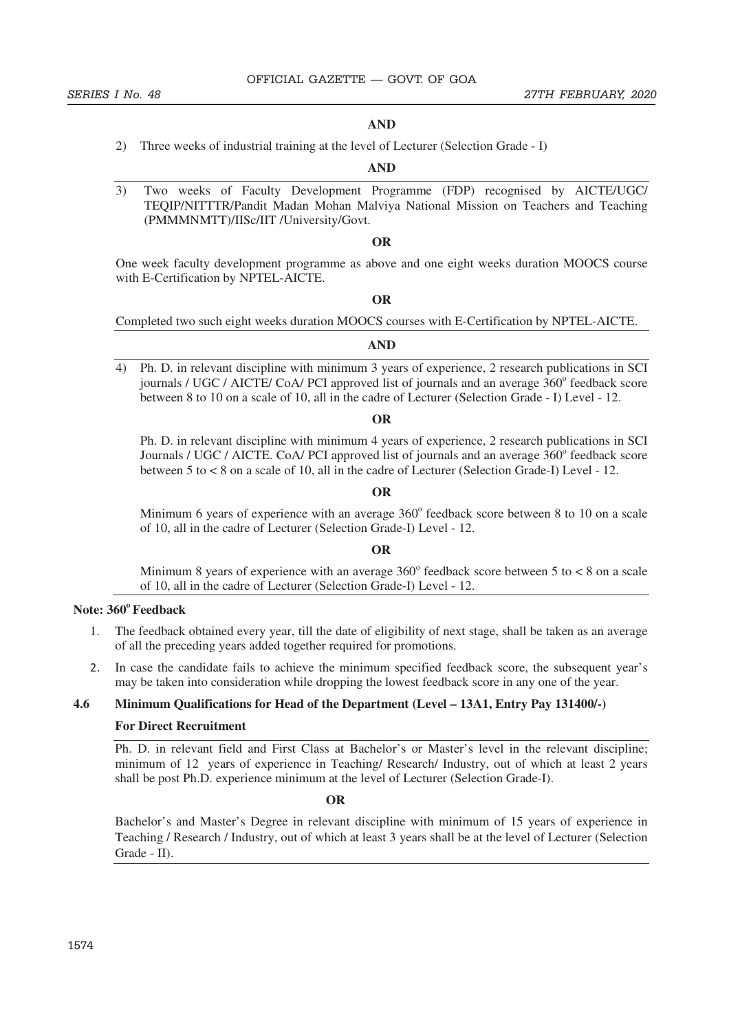**AND**

2) Three weeks of industrial training at the level of Lecturer (Selection Grade - I)

**AND**

3) Two weeks of Faculty Development Programme (FDP) recognised by AICTE/UGC/ TEQIP/NITTTR/Pandit Madan Mohan Malviya National Mission on Teachers and Teaching (PMMMNMTT)/IISc/IIT /University/Govt.

**OR**

One week faculty development programme as above and one eight weeks duration MOOCS course with E-Certification by NPTEL-AICTE.

**OR**

Completed two such eight weeks duration MOOCS courses with E-Certification by NPTEL-AICTE.

**AND**

4) Ph. D. in relevant discipline with minimum 3 years of experience, 2 research publications in SCI journals / UGC / AICTE/ CoA/ PCI approved list of journals and an average 360° feedback score between 8 to 10 on a scale of 10, all in the cadre of Lecturer (Selection Grade - I) Level - 12.

**OR**

Ph. D. in relevant discipline with minimum 4 years of experience, 2 research publications in SCI Journals / UGC / AICTE. CoA/ PCI approved list of journals and an average 360° feedback score between 5 to < 8 on a scale of 10, all in the cadre of Lecturer (Selection Grade-I) Level - 12.

**OR**

Minimum 6 years of experience with an average 360° feedback score between 8 to 10 on a scale of 10, all in the cadre of Lecturer (Selection Grade-I) Level - 12.

**OR**

Minimum 8 years of experience with an average 360° feedback score between 5 to < 8 on a scale of 10, all in the cadre of Lecturer (Selection Grade-I) Level - 12.

**Note: 360° Feedback**

1. The feedback obtained every year, till the date of eligibility of next stage, shall be taken as an average of all the preceding years added together required for promotions.
2. In case the candidate fails to achieve the minimum specified feedback score, the subsequent year's may be taken into consideration while dropping the lowest feedback score in any one of the year.

**4.6 Minimum Qualifications for Head of the Department (Level – 13A1, Entry Pay 131400/-)**

**For Direct Recruitment**

Ph. D. in relevant field and First Class at Bachelor's or Master's level in the relevant discipline; minimum of 12 years of experience in Teaching/ Research/ Industry, out of which at least 2 years shall be post Ph.D. experience minimum at the level of Lecturer (Selection Grade-I).

**OR**

Bachelor's and Master's Degree in relevant discipline with minimum of 15 years of experience in Teaching / Research / Industry, out of which at least 3 years shall be at the level of Lecturer (Selection Grade - II).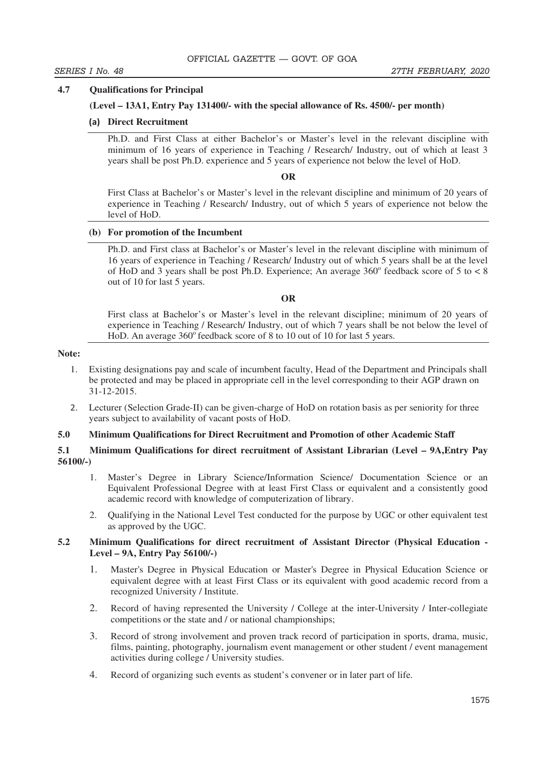### 4.7 Qualifications for Principal

**(Level – 13A1, Entry Pay 131400/- with the special allowance of Rs. 4500/- per month)**

**(a) Direct Recruitment**

Ph.D. and First Class at either Bachelor's or Master's level in the relevant discipline with minimum of 16 years of experience in Teaching / Research/ Industry, out of which at least 3 years shall be post Ph.D. experience and 5 years of experience not below the level of HoD.

**OR**

First Class at Bachelor's or Master's level in the relevant discipline and minimum of 20 years of experience in Teaching / Research/ Industry, out of which 5 years of experience not below the level of HoD.

**(b) For promotion of the Incumbent**

Ph.D. and First class at Bachelor's or Master's level in the relevant discipline with minimum of 16 years of experience in Teaching / Research/ Industry out of which 5 years shall be at the level of HoD and 3 years shall be post Ph.D. Experience; An average 360° feedback score of 5 to < 8 out of 10 for last 5 years.

**OR**

First class at Bachelor's or Master's level in the relevant discipline; minimum of 20 years of experience in Teaching / Research/ Industry, out of which 7 years shall be not below the level of HoD. An average 360° feedback score of 8 to 10 out of 10 for last 5 years.

**Note:**

1. Existing designations pay and scale of incumbent faculty, Head of the Department and Principals shall be protected and may be placed in appropriate cell in the level corresponding to their AGP drawn on 31-12-2015.
2. Lecturer (Selection Grade-II) can be given-charge of HoD on rotation basis as per seniority for three years subject to availability of vacant posts of HoD.

### 5.0 Minimum Qualifications for Direct Recruitment and Promotion of other Academic Staff

### 5.1 Minimum Qualifications for direct recruitment of Assistant Librarian (Level – 9A,Entry Pay 56100/-)

1. Master's Degree in Library Science/Information Science/ Documentation Science or an Equivalent Professional Degree with at least First Class or equivalent and a consistently good academic record with knowledge of computerization of library.
2. Qualifying in the National Level Test conducted for the purpose by UGC or other equivalent test as approved by the UGC.

### 5.2 Minimum Qualifications for direct recruitment of Assistant Director (Physical Education - Level – 9A, Entry Pay 56100/-)

1. Master's Degree in Physical Education or Master's Degree in Physical Education Science or equivalent degree with at least First Class or its equivalent with good academic record from a recognized University / Institute.
2. Record of having represented the University / College at the inter-University / Inter-collegiate competitions or the state and / or national championships;
3. Record of strong involvement and proven track record of participation in sports, drama, music, films, painting, photography, journalism event management or other student / event management activities during college / University studies.
4. Record of organizing such events as student's convener or in later part of life.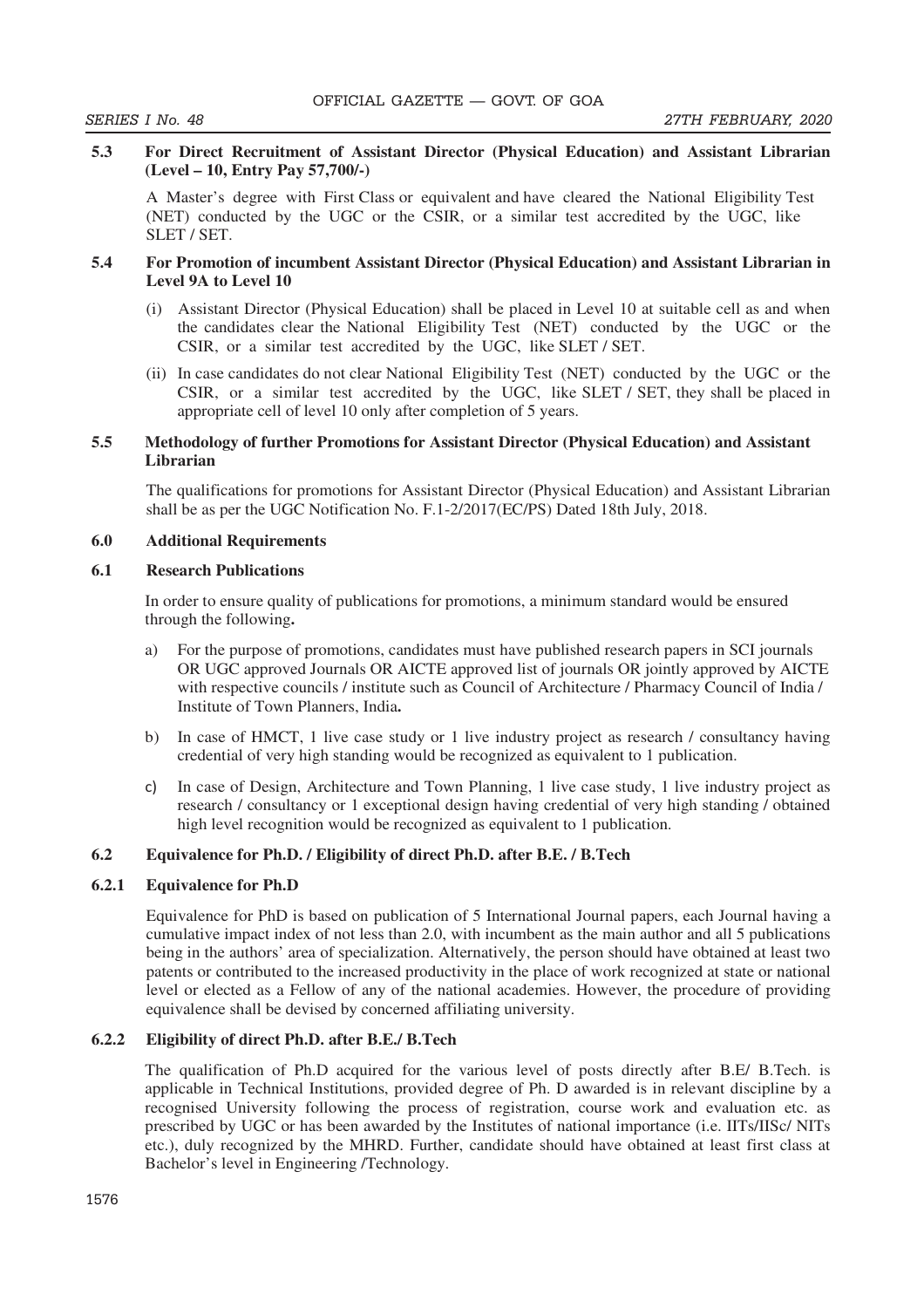**5.3 For Direct Recruitment of Assistant Director (Physical Education) and Assistant Librarian (Level – 10, Entry Pay 57,700/-)**

A Master's degree with First Class or equivalent and have cleared the National Eligibility Test (NET) conducted by the UGC or the CSIR, or a similar test accredited by the UGC, like SLET / SET.

**5.4 For Promotion of incumbent Assistant Director (Physical Education) and Assistant Librarian in Level 9A to Level 10**

(i) Assistant Director (Physical Education) shall be placed in Level 10 at suitable cell as and when the candidates clear the National Eligibility Test (NET) conducted by the UGC or the CSIR, or a similar test accredited by the UGC, like SLET / SET.

(ii) In case candidates do not clear National Eligibility Test (NET) conducted by the UGC or the CSIR, or a similar test accredited by the UGC, like SLET / SET, they shall be placed in appropriate cell of level 10 only after completion of 5 years.

**5.5 Methodology of further Promotions for Assistant Director (Physical Education) and Assistant Librarian**

The qualifications for promotions for Assistant Director (Physical Education) and Assistant Librarian shall be as per the UGC Notification No. F.1-2/2017(EC/PS) Dated 18th July, 2018.

**6.0 Additional Requirements**

**6.1 Research Publications**

In order to ensure quality of publications for promotions, a minimum standard would be ensured through the following**.**

a) For the purpose of promotions, candidates must have published research papers in SCI journals OR UGC approved Journals OR AICTE approved list of journals OR jointly approved by AICTE with respective councils / institute such as Council of Architecture / Pharmacy Council of India / Institute of Town Planners, India**.**

b) In case of HMCT, 1 live case study or 1 live industry project as research / consultancy having credential of very high standing would be recognized as equivalent to 1 publication.

c) In case of Design, Architecture and Town Planning, 1 live case study, 1 live industry project as research / consultancy or 1 exceptional design having credential of very high standing / obtained high level recognition would be recognized as equivalent to 1 publication.

**6.2 Equivalence for Ph.D. / Eligibility of direct Ph.D. after B.E. / B.Tech**

**6.2.1 Equivalence for Ph.D**

Equivalence for PhD is based on publication of 5 International Journal papers, each Journal having a cumulative impact index of not less than 2.0, with incumbent as the main author and all 5 publications being in the authors' area of specialization. Alternatively, the person should have obtained at least two patents or contributed to the increased productivity in the place of work recognized at state or national level or elected as a Fellow of any of the national academies. However, the procedure of providing equivalence shall be devised by concerned affiliating university.

**6.2.2 Eligibility of direct Ph.D. after B.E./ B.Tech**

The qualification of Ph.D acquired for the various level of posts directly after B.E/ B.Tech. is applicable in Technical Institutions, provided degree of Ph. D awarded is in relevant discipline by a recognised University following the process of registration, course work and evaluation etc. as prescribed by UGC or has been awarded by the Institutes of national importance (i.e. IITs/IISc/ NITs etc.), duly recognized by the MHRD. Further, candidate should have obtained at least first class at Bachelor's level in Engineering /Technology.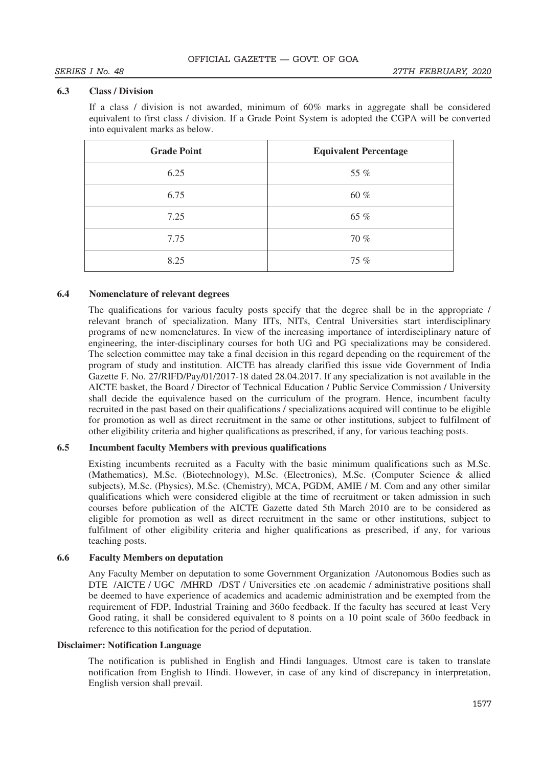### 6.3 Class / Division

If a class / division is not awarded, minimum of 60% marks in aggregate shall be considered equivalent to first class / division. If a Grade Point System is adopted the CGPA will be converted into equivalent marks as below.

| Grade Point | Equivalent Percentage |
|---|---|
| 6.25 | 55 % |
| 6.75 | 60 % |
| 7.25 | 65 % |
| 7.75 | 70 % |
| 8.25 | 75 % |

### 6.4 Nomenclature of relevant degrees

The qualifications for various faculty posts specify that the degree shall be in the appropriate / relevant branch of specialization. Many IITs, NITs, Central Universities start interdisciplinary programs of new nomenclatures. In view of the increasing importance of interdisciplinary nature of engineering, the inter-disciplinary courses for both UG and PG specializations may be considered. The selection committee may take a final decision in this regard depending on the requirement of the program of study and institution. AICTE has already clarified this issue vide Government of India Gazette F. No. 27/RIFD/Pay/01/2017-18 dated 28.04.2017. If any specialization is not available in the AICTE basket, the Board / Director of Technical Education / Public Service Commission / University shall decide the equivalence based on the curriculum of the program. Hence, incumbent faculty recruited in the past based on their qualifications / specializations acquired will continue to be eligible for promotion as well as direct recruitment in the same or other institutions, subject to fulfilment of other eligibility criteria and higher qualifications as prescribed, if any, for various teaching posts.

### 6.5 Incumbent faculty Members with previous qualifications

Existing incumbents recruited as a Faculty with the basic minimum qualifications such as M.Sc. (Mathematics), M.Sc. (Biotechnology), M.Sc. (Electronics), M.Sc. (Computer Science & allied subjects), M.Sc. (Physics), M.Sc. (Chemistry), MCA, PGDM, AMIE / M. Com and any other similar qualifications which were considered eligible at the time of recruitment or taken admission in such courses before publication of the AICTE Gazette dated 5th March 2010 are to be considered as eligible for promotion as well as direct recruitment in the same or other institutions, subject to fulfilment of other eligibility criteria and higher qualifications as prescribed, if any, for various teaching posts.

### 6.6 Faculty Members on deputation

Any Faculty Member on deputation to some Government Organization /Autonomous Bodies such as DTE /AICTE / UGC /MHRD /DST / Universities etc .on academic / administrative positions shall be deemed to have experience of academics and academic administration and be exempted from the requirement of FDP, Industrial Training and 360o feedback. If the faculty has secured at least Very Good rating, it shall be considered equivalent to 8 points on a 10 point scale of 360o feedback in reference to this notification for the period of deputation.

### Disclaimer: Notification Language

The notification is published in English and Hindi languages. Utmost care is taken to translate notification from English to Hindi. However, in case of any kind of discrepancy in interpretation, English version shall prevail.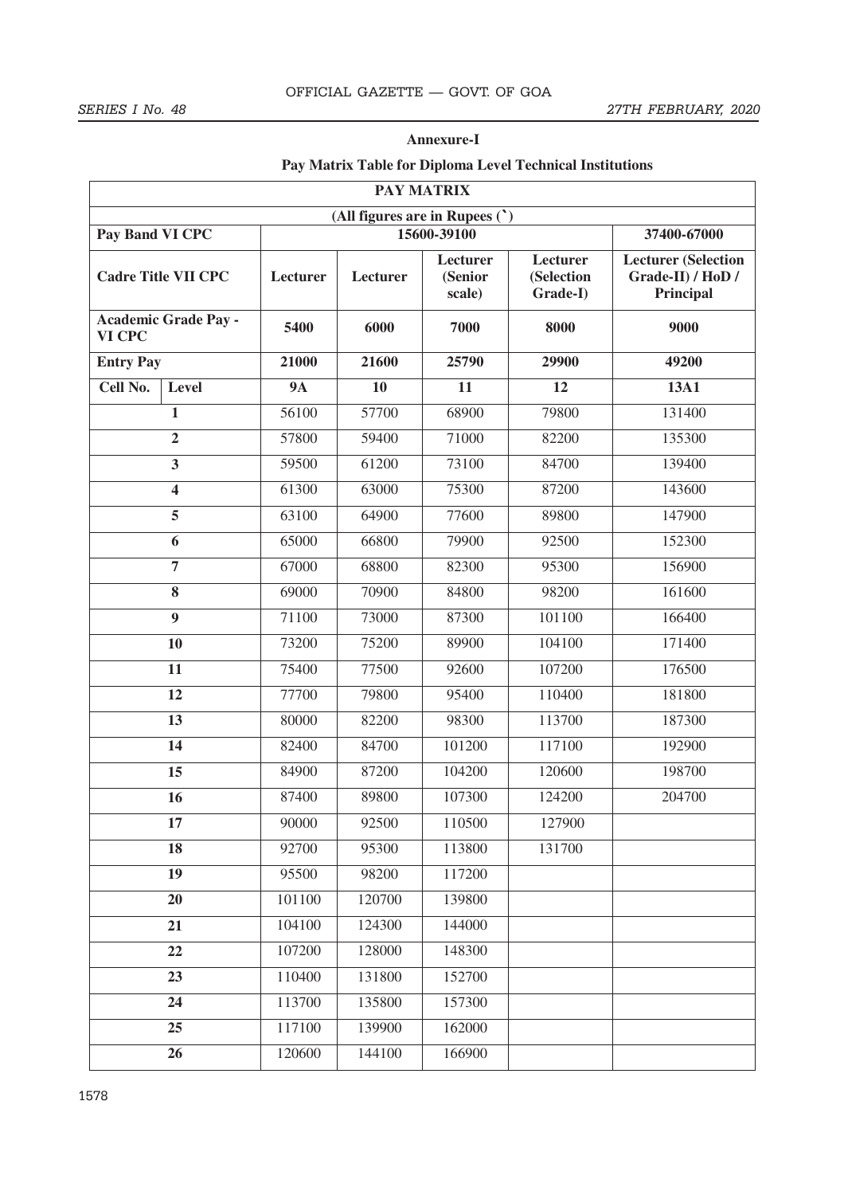## Annexure-I

### Pay Matrix Table for Diploma Level Technical Institutions

| PAY MATRIX | | | | | | |
|---|---|---|---|---|---|---|
| (All figures are in Rupees (`)) | | | | | | |
| Pay Band VI CPC | | 15600-39100 | | | | 37400-67000 |
| Cadre Title VII CPC | | Lecturer | Lecturer | Lecturer (Senior scale) | Lecturer (Selection Grade-I) | Lecturer (Selection Grade-II) / HoD / Principal |
| Academic Grade Pay - VI CPC | | 5400 | 6000 | 7000 | 8000 | 9000 |
| Entry Pay | | 21000 | 21600 | 25790 | 29900 | 49200 |
| Cell No. | Level | 9A | 10 | 11 | 12 | 13A1 |
| 1 | | 56100 | 57700 | 68900 | 79800 | 131400 |
| 2 | | 57800 | 59400 | 71000 | 82200 | 135300 |
| 3 | | 59500 | 61200 | 73100 | 84700 | 139400 |
| 4 | | 61300 | 63000 | 75300 | 87200 | 143600 |
| 5 | | 63100 | 64900 | 77600 | 89800 | 147900 |
| 6 | | 65000 | 66800 | 79900 | 92500 | 152300 |
| 7 | | 67000 | 68800 | 82300 | 95300 | 156900 |
| 8 | | 69000 | 70900 | 84800 | 98200 | 161600 |
| 9 | | 71100 | 73000 | 87300 | 101100 | 166400 |
| 10 | | 73200 | 75200 | 89900 | 104100 | 171400 |
| 11 | | 75400 | 77500 | 92600 | 107200 | 176500 |
| 12 | | 77700 | 79800 | 95400 | 110400 | 181800 |
| 13 | | 80000 | 82200 | 98300 | 113700 | 187300 |
| 14 | | 82400 | 84700 | 101200 | 117100 | 192900 |
| 15 | | 84900 | 87200 | 104200 | 120600 | 198700 |
| 16 | | 87400 | 89800 | 107300 | 124200 | 204700 |
| 17 | | 90000 | 92500 | 110500 | 127900 | |
| 18 | | 92700 | 95300 | 113800 | 131700 | |
| 19 | | 95500 | 98200 | 117200 | | |
| 20 | | 101100 | 120700 | 139800 | | |
| 21 | | 104100 | 124300 | 144000 | | |
| 22 | | 107200 | 128000 | 148300 | | |
| 23 | | 110400 | 131800 | 152700 | | |
| 24 | | 113700 | 135800 | 157300 | | |
| 25 | | 117100 | 139900 | 162000 | | |
| 26 | | 120600 | 144100 | 166900 | | |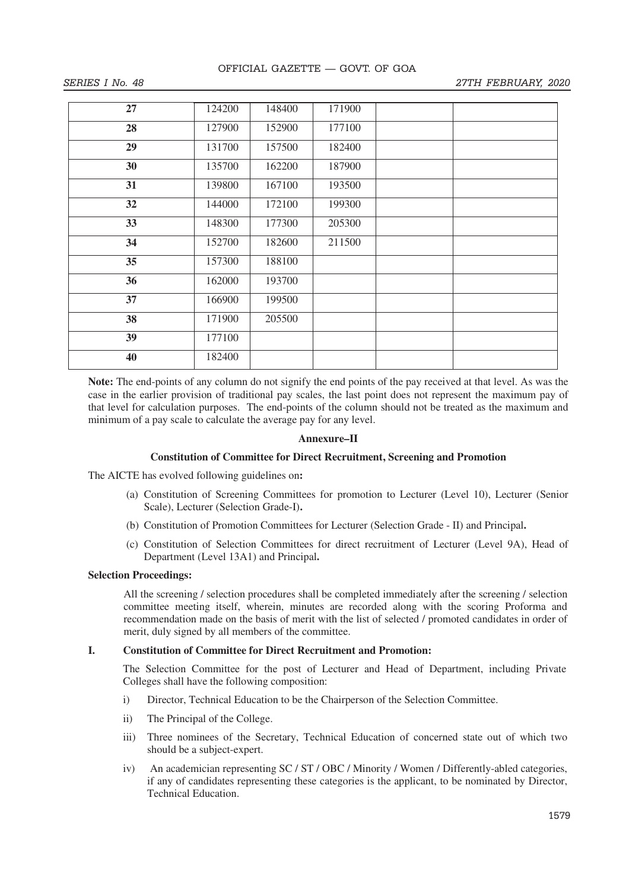| 27 | 124200 | 148400 | 171900 | | |
|---|---|---|---|---|---|
| 28 | 127900 | 152900 | 177100 | | |
| 29 | 131700 | 157500 | 182400 | | |
| 30 | 135700 | 162200 | 187900 | | |
| 31 | 139800 | 167100 | 193500 | | |
| 32 | 144000 | 172100 | 199300 | | |
| 33 | 148300 | 177300 | 205300 | | |
| 34 | 152700 | 182600 | 211500 | | |
| 35 | 157300 | 188100 | | | |
| 36 | 162000 | 193700 | | | |
| 37 | 166900 | 199500 | | | |
| 38 | 171900 | 205500 | | | |
| 39 | 177100 | | | | |
| 40 | 182400 | | | | |

**Note:** The end-points of any column do not signify the end points of the pay received at that level. As was the case in the earlier provision of traditional pay scales, the last point does not represent the maximum pay of that level for calculation purposes. The end-points of the column should not be treated as the maximum and minimum of a pay scale to calculate the average pay for any level.

## Annexure–II

### Constitution of Committee for Direct Recruitment, Screening and Promotion

The AICTE has evolved following guidelines on**:**

(a) Constitution of Screening Committees for promotion to Lecturer (Level 10), Lecturer (Senior Scale), Lecturer (Selection Grade-I)**.**

(b) Constitution of Promotion Committees for Lecturer (Selection Grade - II) and Principal**.**

(c) Constitution of Selection Committees for direct recruitment of Lecturer (Level 9A), Head of Department (Level 13A1) and Principal**.**

**Selection Proceedings:**

All the screening / selection procedures shall be completed immediately after the screening / selection committee meeting itself, wherein, minutes are recorded along with the scoring Proforma and recommendation made on the basis of merit with the list of selected / promoted candidates in order of merit, duly signed by all members of the committee.

**I. Constitution of Committee for Direct Recruitment and Promotion:**

The Selection Committee for the post of Lecturer and Head of Department, including Private Colleges shall have the following composition:

i) Director, Technical Education to be the Chairperson of the Selection Committee.

ii) The Principal of the College.

iii) Three nominees of the Secretary, Technical Education of concerned state out of which two should be a subject-expert.

iv) An academician representing SC / ST / OBC / Minority / Women / Differently-abled categories, if any of candidates representing these categories is the applicant, to be nominated by Director, Technical Education.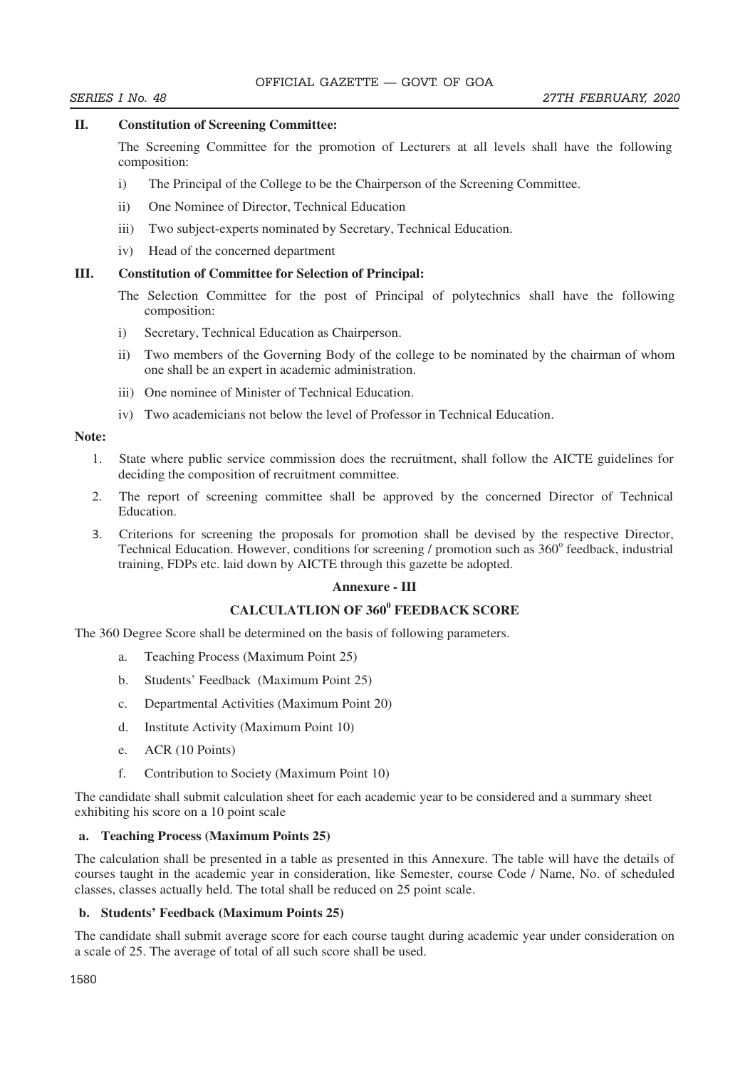## II. Constitution of Screening Committee:

The Screening Committee for the promotion of Lecturers at all levels shall have the following composition:

i) The Principal of the College to be the Chairperson of the Screening Committee.

ii) One Nominee of Director, Technical Education

iii) Two subject-experts nominated by Secretary, Technical Education.

iv) Head of the concerned department

## III. Constitution of Committee for Selection of Principal:

The Selection Committee for the post of Principal of polytechnics shall have the following composition:

i) Secretary, Technical Education as Chairperson.

ii) Two members of the Governing Body of the college to be nominated by the chairman of whom one shall be an expert in academic administration.

iii) One nominee of Minister of Technical Education.

iv) Two academicians not below the level of Professor in Technical Education.

**Note:**

1. State where public service commission does the recruitment, shall follow the AICTE guidelines for deciding the composition of recruitment committee.
2. The report of screening committee shall be approved by the concerned Director of Technical Education.
3. Criterions for screening the proposals for promotion shall be devised by the respective Director, Technical Education. However, conditions for screening / promotion such as 360$^{o}$ feedback, industrial training, FDPs etc. laid down by AICTE through this gazette be adopted.

## Annexure - III

## CALCULATLION OF 360$^{0}$ FEEDBACK SCORE

The 360 Degree Score shall be determined on the basis of following parameters.

a. Teaching Process (Maximum Point 25)

b. Students' Feedback (Maximum Point 25)

c. Departmental Activities (Maximum Point 20)

d. Institute Activity (Maximum Point 10)

e. ACR (10 Points)

f. Contribution to Society (Maximum Point 10)

The candidate shall submit calculation sheet for each academic year to be considered and a summary sheet exhibiting his score on a 10 point scale

### a. Teaching Process (Maximum Points 25)

The calculation shall be presented in a table as presented in this Annexure. The table will have the details of courses taught in the academic year in consideration, like Semester, course Code / Name, No. of scheduled classes, classes actually held. The total shall be reduced on 25 point scale.

### b. Students' Feedback (Maximum Points 25)

The candidate shall submit average score for each course taught during academic year under consideration on a scale of 25. The average of total of all such score shall be used.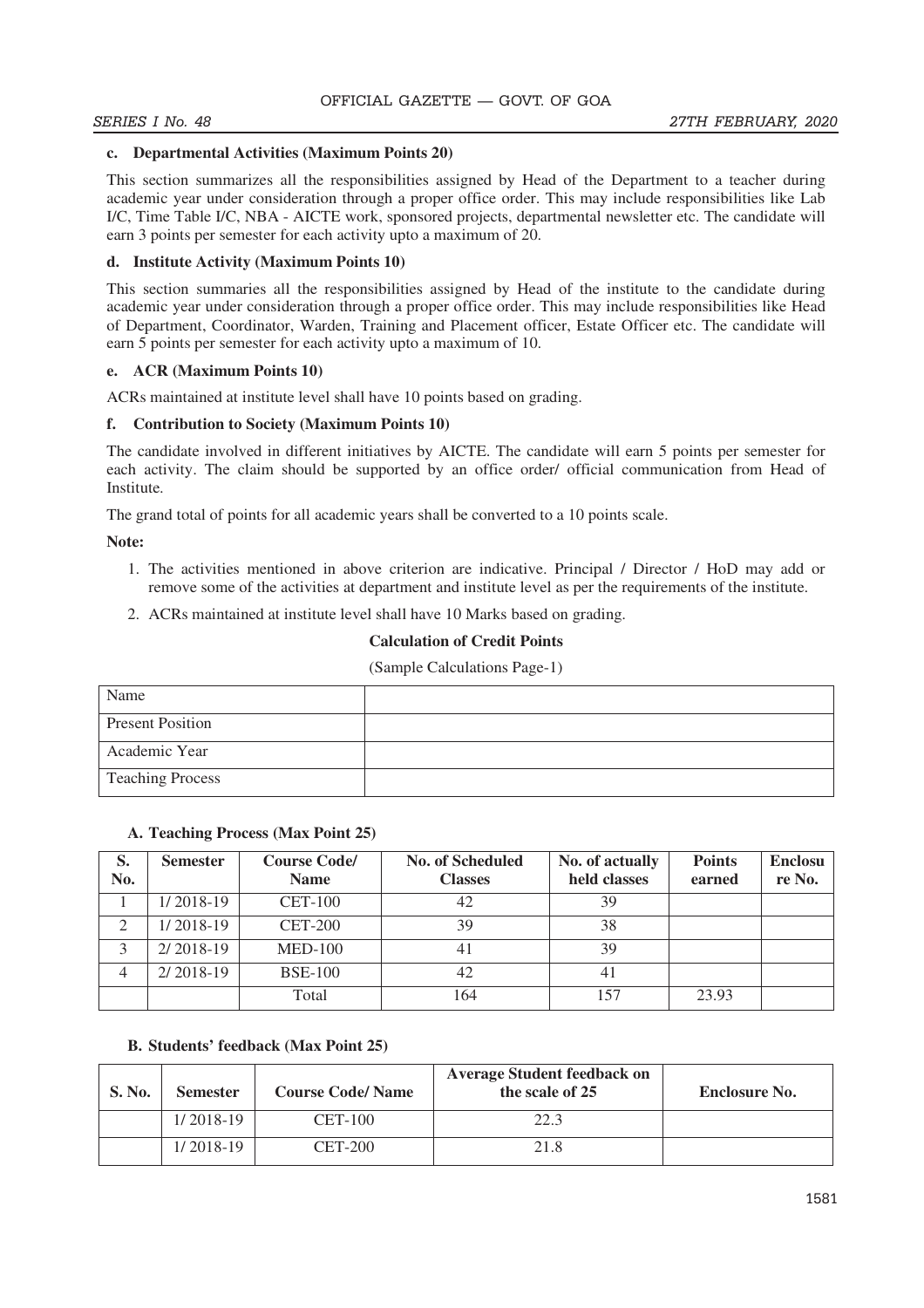**c. Departmental Activities (Maximum Points 20)**

This section summarizes all the responsibilities assigned by Head of the Department to a teacher during academic year under consideration through a proper office order. This may include responsibilities like Lab I/C, Time Table I/C, NBA - AICTE work, sponsored projects, departmental newsletter etc. The candidate will earn 3 points per semester for each activity upto a maximum of 20.

**d. Institute Activity (Maximum Points 10)**

This section summaries all the responsibilities assigned by Head of the institute to the candidate during academic year under consideration through a proper office order. This may include responsibilities like Head of Department, Coordinator, Warden, Training and Placement officer, Estate Officer etc. The candidate will earn 5 points per semester for each activity upto a maximum of 10.

**e. ACR (Maximum Points 10)**

ACRs maintained at institute level shall have 10 points based on grading.

**f. Contribution to Society (Maximum Points 10)**

The candidate involved in different initiatives by AICTE. The candidate will earn 5 points per semester for each activity. The claim should be supported by an office order/ official communication from Head of Institute.

The grand total of points for all academic years shall be converted to a 10 points scale.

**Note:**

1. The activities mentioned in above criterion are indicative. Principal / Director / HoD may add or remove some of the activities at department and institute level as per the requirements of the institute.
2. ACRs maintained at institute level shall have 10 Marks based on grading.

**Calculation of Credit Points**

(Sample Calculations Page-1)

| Name | |
|---|---|
| Present Position | |
| Academic Year | |
| Teaching Process | |

**A. Teaching Process (Max Point 25)**

| S. No. | Semester | Course Code/ Name | No. of Scheduled Classes | No. of actually held classes | Points earned | Enclosure No. |
|---|---|---|---|---|---|---|
| 1 | 1/ 2018-19 | CET-100 | 42 | 39 | | |
| 2 | 1/ 2018-19 | CET-200 | 39 | 38 | | |
| 3 | 2/ 2018-19 | MED-100 | 41 | 39 | | |
| 4 | 2/ 2018-19 | BSE-100 | 42 | 41 | | |
| | | Total | 164 | 157 | 23.93 | |

**B. Students' feedback (Max Point 25)**

| S. No. | Semester | Course Code/ Name | Average Student feedback on the scale of 25 | Enclosure No. |
|---|---|---|---|---|
| | 1/ 2018-19 | CET-100 | 22.3 | |
| | 1/ 2018-19 | CET-200 | 21.8 | |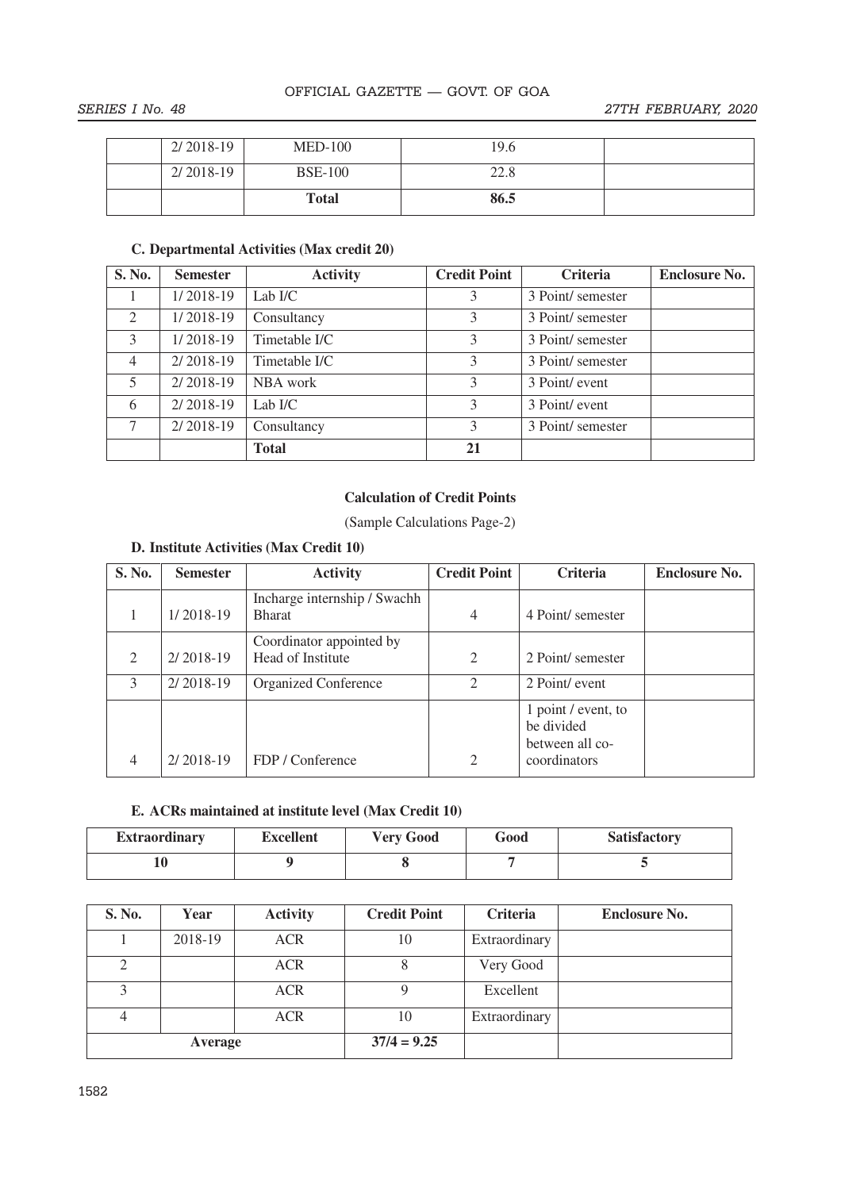| | 2/ 2018-19 | MED-100 | 19.6 | |
|---|---|---|---|---|
| | 2/ 2018-19 | BSE-100 | 22.8 | |
| | | **Total** | **86.5** | |

**C. Departmental Activities (Max credit 20)**

| S. No. | Semester | Activity | Credit Point | Criteria | Enclosure No. |
|---|---|---|---|---|---|
| 1 | 1/ 2018-19 | Lab I/C | 3 | 3 Point/ semester | |
| 2 | 1/ 2018-19 | Consultancy | 3 | 3 Point/ semester | |
| 3 | 1/ 2018-19 | Timetable I/C | 3 | 3 Point/ semester | |
| 4 | 2/ 2018-19 | Timetable I/C | 3 | 3 Point/ semester | |
| 5 | 2/ 2018-19 | NBA work | 3 | 3 Point/ event | |
| 6 | 2/ 2018-19 | Lab I/C | 3 | 3 Point/ event | |
| 7 | 2/ 2018-19 | Consultancy | 3 | 3 Point/ semester | |
| | | **Total** | **21** | | |

**Calculation of Credit Points**

(Sample Calculations Page-2)

**D. Institute Activities (Max Credit 10)**

| S. No. | Semester | Activity | Credit Point | Criteria | Enclosure No. |
|---|---|---|---|---|---|
| 1 | 1/ 2018-19 | Incharge internship / Swachh Bharat | 4 | 4 Point/ semester | |
| 2 | 2/ 2018-19 | Coordinator appointed by Head of Institute | 2 | 2 Point/ semester | |
| 3 | 2/ 2018-19 | Organized Conference | 2 | 2 Point/ event | |
| 4 | 2/ 2018-19 | FDP / Conference | 2 | 1 point / event, to be divided between all co-coordinators | |

**E. ACRs maintained at institute level (Max Credit 10)**

| Extraordinary | Excellent | Very Good | Good | Satisfactory |
|---|---|---|---|---|
| **10** | **9** | **8** | **7** | **5** |

| S. No. | Year | Activity | Credit Point | Criteria | Enclosure No. |
|---|---|---|---|---|---|
| 1 | 2018-19 | ACR | 10 | Extraordinary | |
| 2 | | ACR | 8 | Very Good | |
| 3 | | ACR | 9 | Excellent | |
| 4 | | ACR | 10 | Extraordinary | |
| **Average** | | | **37/4 = 9.25** | | |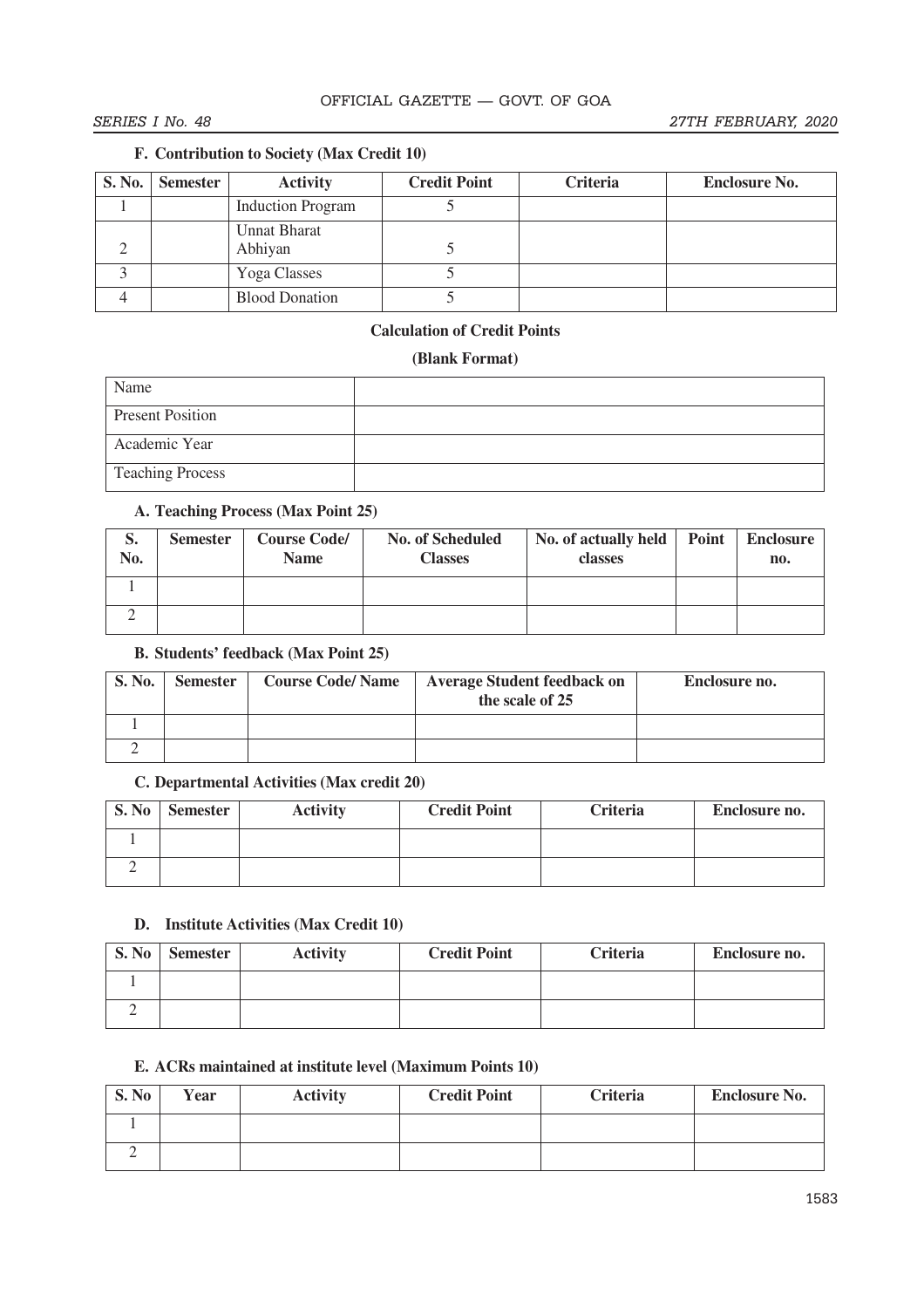### F. Contribution to Society (Max Credit 10)

| S. No. | Semester | Activity | Credit Point | Criteria | Enclosure No. |
|---|---|---|---|---|---|
| 1 | | Induction Program | 5 | | |
| 2 | | Unnat Bharat Abhiyan | 5 | | |
| 3 | | Yoga Classes | 5 | | |
| 4 | | Blood Donation | 5 | | |

**Calculation of Credit Points**

**(Blank Format)**

| | |
|---|---|
| Name | |
| Present Position | |
| Academic Year | |
| Teaching Process | |

### A. Teaching Process (Max Point 25)

| S. No. | Semester | Course Code/ Name | No. of Scheduled Classes | No. of actually held classes | Point | Enclosure no. |
|---|---|---|---|---|---|---|
| 1 | | | | | | |
| 2 | | | | | | |

### B. Students' feedback (Max Point 25)

| S. No. | Semester | Course Code/ Name | Average Student feedback on the scale of 25 | Enclosure no. |
|---|---|---|---|---|
| 1 | | | | |
| 2 | | | | |

### C. Departmental Activities (Max credit 20)

| S. No | Semester | Activity | Credit Point | Criteria | Enclosure no. |
|---|---|---|---|---|---|
| 1 | | | | | |
| 2 | | | | | |

### D. Institute Activities (Max Credit 10)

| S. No | Semester | Activity | Credit Point | Criteria | Enclosure no. |
|---|---|---|---|---|---|
| 1 | | | | | |
| 2 | | | | | |

### E. ACRs maintained at institute level (Maximum Points 10)

| S. No | Year | Activity | Credit Point | Criteria | Enclosure No. |
|---|---|---|---|---|---|
| 1 | | | | | |
| 2 | | | | | |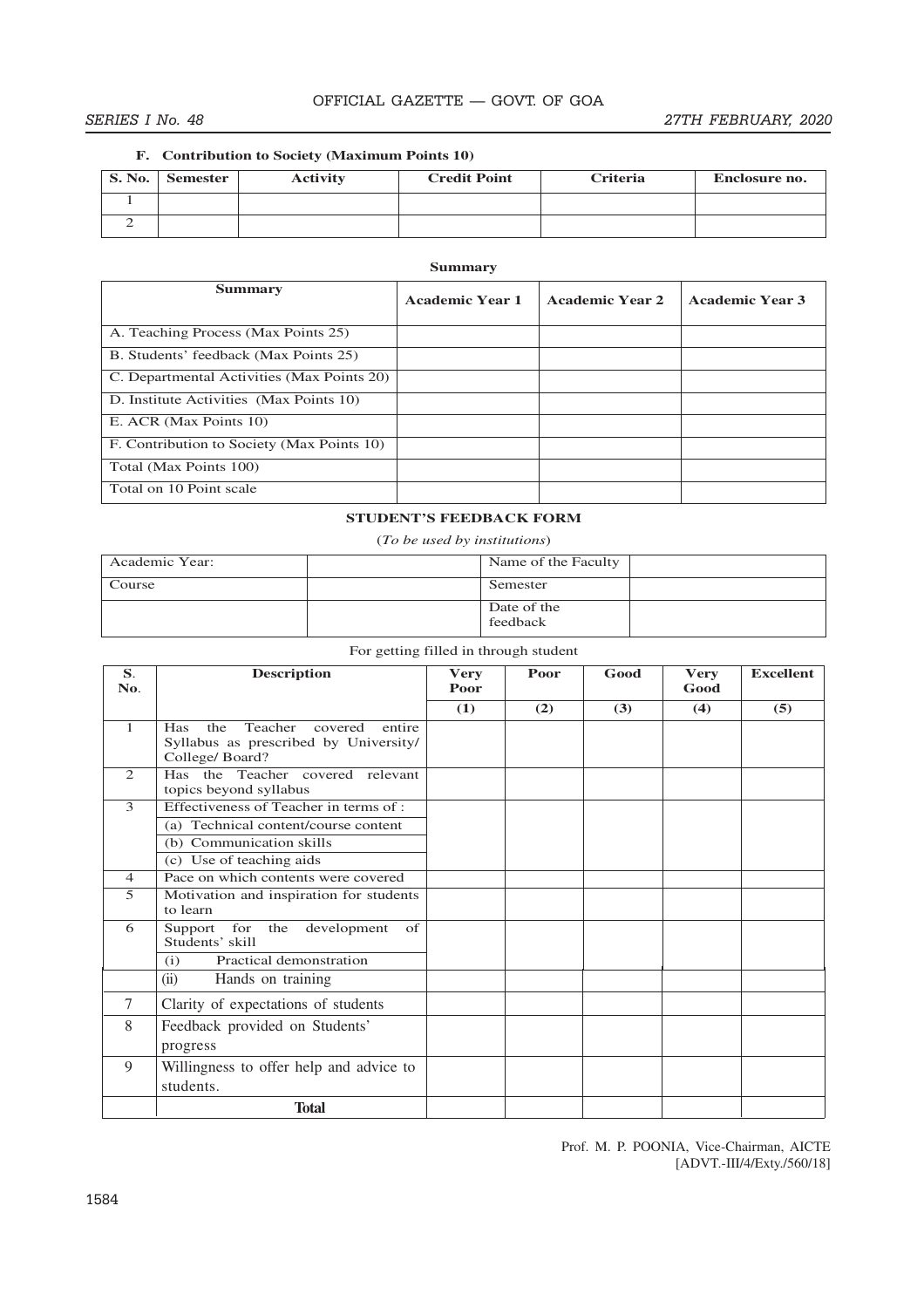### F. Contribution to Society (Maximum Points 10)

| S. No. | Semester | Activity | Credit Point | Criteria | Enclosure no. |
|---|---|---|---|---|---|
| 1 | | | | | |
| 2 | | | | | |

**Summary**

| Summary | Academic Year 1 | Academic Year 2 | Academic Year 3 |
|---|---|---|---|
| A. Teaching Process (Max Points 25) | | | |
| B. Students' feedback (Max Points 25) | | | |
| C. Departmental Activities (Max Points 20) | | | |
| D. Institute Activities (Max Points 10) | | | |
| E. ACR (Max Points 10) | | | |
| F. Contribution to Society (Max Points 10) | | | |
| Total (Max Points 100) | | | |
| Total on 10 Point scale | | | |

**STUDENT'S FEEDBACK FORM**

(*To be used by institutions*)

| Academic Year: | | Name of the Faculty | |
|---|---|---|---|
| Course | | Semester | |
| | | Date of the feedback | |

For getting filled in through student

| S. No. | Description | Very Poor | Poor | Good | Very Good | Excellent |
|---|---|---|---|---|---|---|
| | | (1) | (2) | (3) | (4) | (5) |
| 1 | Has the Teacher covered entire Syllabus as prescribed by University/ College/ Board? | | | | | |
| 2 | Has the Teacher covered relevant topics beyond syllabus | | | | | |
| 3 | Effectiveness of Teacher in terms of : | | | | | |
| | (a) Technical content/course content | | | | | |
| | (b) Communication skills | | | | | |
| | (c) Use of teaching aids | | | | | |
| 4 | Pace on which contents were covered | | | | | |
| 5 | Motivation and inspiration for students to learn | | | | | |
| 6 | Support for the development of Students' skill | | | | | |
| | (i) Practical demonstration | | | | | |
| | (ii) Hands on training | | | | | |
| 7 | Clarity of expectations of students | | | | | |
| 8 | Feedback provided on Students' progress | | | | | |
| 9 | Willingness to offer help and advice to students. | | | | | |
| | **Total** | | | | | |

Prof. M. P. POONIA, Vice-Chairman, AICTE
[ADVT.-III/4/Exty./560/18]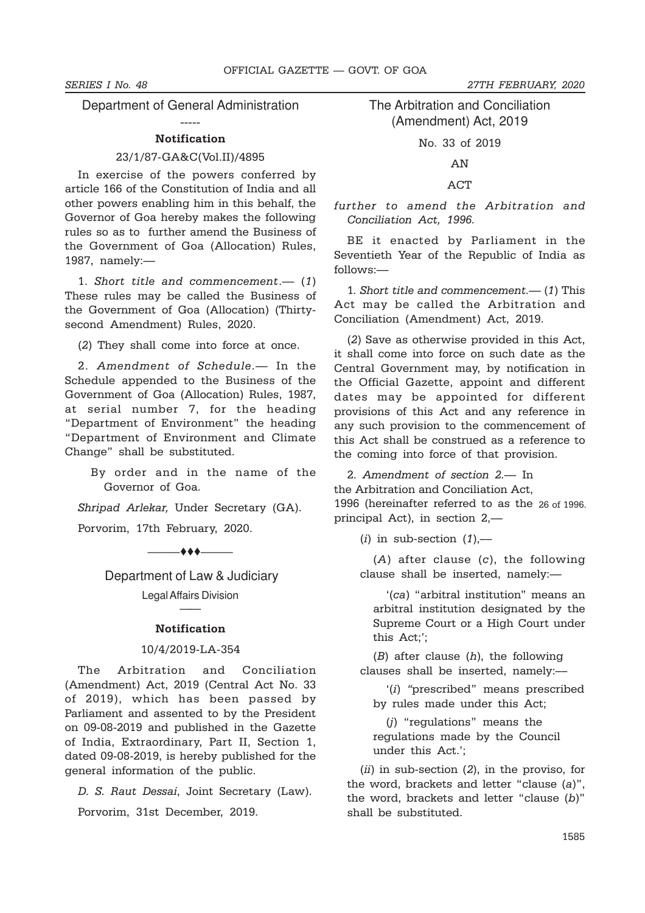## Department of General Administration

-----

### Notification

23/1/87-GA&C(Vol.II)/4895

In exercise of the powers conferred by article 166 of the Constitution of India and all other powers enabling him in this behalf, the Governor of Goa hereby makes the following rules so as to further amend the Business of the Government of Goa (Allocation) Rules, 1987, namely:—

1. *Short title and commencement*.— (*1*) These rules may be called the Business of the Government of Goa (Allocation) (Thirty-second Amendment) Rules, 2020.

(*2*) They shall come into force at once.

2. *Amendment of Schedule*.— In the Schedule appended to the Business of the Government of Goa (Allocation) Rules, 1987, at serial number 7, for the heading "Department of Environment" the heading "Department of Environment and Climate Change" shall be substituted.

By order and in the name of the Governor of Goa.

*Shripad Arlekar,* Under Secretary (GA).

Porvorim, 17th February, 2020.

———♦♦♦———

## Department of Law & Judiciary

Legal Affairs Division

——

### Notification

10/4/2019-LA-354

The Arbitration and Conciliation (Amendment) Act, 2019 (Central Act No. 33 of 2019), which has been passed by Parliament and assented to by the President on 09-08-2019 and published in the Gazette of India, Extraordinary, Part II, Section 1, dated 09-08-2019, is hereby published for the general information of the public.

*D. S. Raut Dessai*, Joint Secretary (Law).

Porvorim, 31st December, 2019.

## The Arbitration and Conciliation (Amendment) Act, 2019

No. 33 of 2019

AN

ACT

*further to amend the Arbitration and Conciliation Act, 1996.*

BE it enacted by Parliament in the Seventieth Year of the Republic of India as follows:—

1. *Short title and commencement.*— (*1*) This Act may be called the Arbitration and Conciliation (Amendment) Act, 2019.

(*2*) Save as otherwise provided in this Act, it shall come into force on such date as the Central Government may, by notification in the Official Gazette, appoint and different dates may be appointed for different provisions of this Act and any reference in any such provision to the commencement of this Act shall be construed as a reference to the coming into force of that provision.

2. *Amendment of section 2.*— In the Arbitration and Conciliation Act, 1996 (hereinafter referred to as the principal Act), in section 2,— 26 of 1996.

(*i*) in sub-section (*1*),—

(*A*) after clause (*c*), the following clause shall be inserted, namely:—

'(*ca*) "arbitral institution" means an arbitral institution designated by the Supreme Court or a High Court under this Act;';

(*B*) after clause (*h*), the following clauses shall be inserted, namely:—

'(*i*) "prescribed" means prescribed by rules made under this Act;

(*j*) "regulations" means the regulations made by the Council under this Act.';

(*ii*) in sub-section (*2*), in the proviso, for the word, brackets and letter "clause (*a*)", the word, brackets and letter "clause (*b*)" shall be substituted.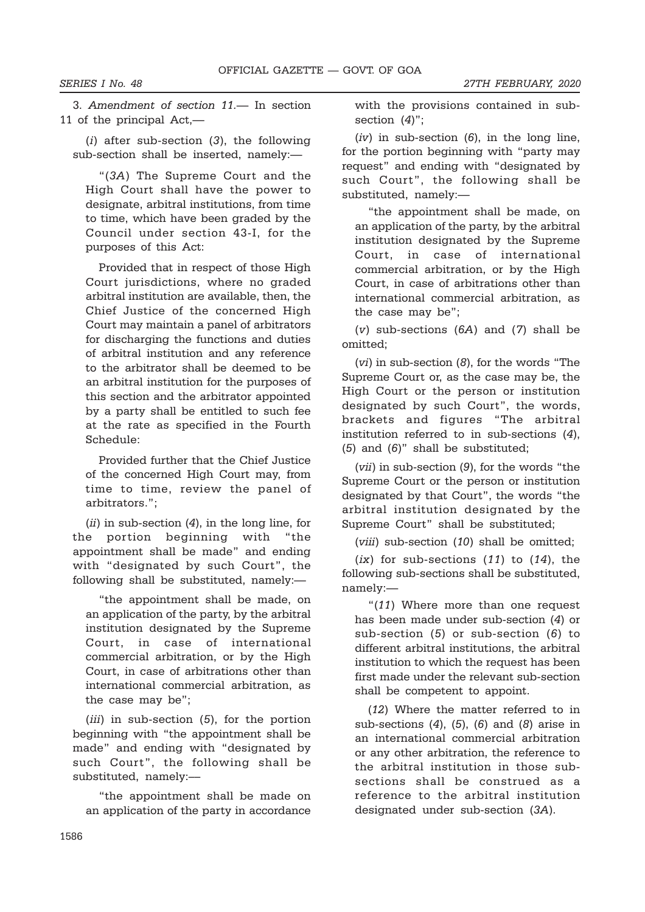3. *Amendment of section 11.*— In section 11 of the principal Act,—

(*i*) after sub-section (*3*), the following sub-section shall be inserted, namely:—

"(*3A*) The Supreme Court and the High Court shall have the power to designate, arbitral institutions, from time to time, which have been graded by the Council under section 43-I, for the purposes of this Act:

Provided that in respect of those High Court jurisdictions, where no graded arbitral institution are available, then, the Chief Justice of the concerned High Court may maintain a panel of arbitrators for discharging the functions and duties of arbitral institution and any reference to the arbitrator shall be deemed to be an arbitral institution for the purposes of this section and the arbitrator appointed by a party shall be entitled to such fee at the rate as specified in the Fourth Schedule:

Provided further that the Chief Justice of the concerned High Court may, from time to time, review the panel of arbitrators.";

(*ii*) in sub-section (*4*), in the long line, for the portion beginning with "the appointment shall be made" and ending with "designated by such Court", the following shall be substituted, namely:—

"the appointment shall be made, on an application of the party, by the arbitral institution designated by the Supreme Court, in case of international commercial arbitration, or by the High Court, in case of arbitrations other than international commercial arbitration, as the case may be";

(*iii*) in sub-section (*5*), for the portion beginning with "the appointment shall be made" and ending with "designated by such Court", the following shall be substituted, namely:—

"the appointment shall be made on an application of the party in accordance with the provisions contained in sub-section (*4*)";

(*iv*) in sub-section (*6*), in the long line, for the portion beginning with "party may request" and ending with "designated by such Court", the following shall be substituted, namely:—

"the appointment shall be made, on an application of the party, by the arbitral institution designated by the Supreme Court, in case of international commercial arbitration, or by the High Court, in case of arbitrations other than international commercial arbitration, as the case may be";

(*v*) sub-sections (*6A*) and (*7*) shall be omitted;

(*vi*) in sub-section (*8*), for the words "The Supreme Court or, as the case may be, the High Court or the person or institution designated by such Court", the words, brackets and figures "The arbitral institution referred to in sub-sections (*4*), (*5*) and (*6*)" shall be substituted;

(*vii*) in sub-section (*9*), for the words "the Supreme Court or the person or institution designated by that Court", the words "the arbitral institution designated by the Supreme Court" shall be substituted;

(*viii*) sub-section (*10*) shall be omitted;

(*ix*) for sub-sections (*11*) to (*14*), the following sub-sections shall be substituted, namely:—

"(*11*) Where more than one request has been made under sub-section (*4*) or sub-section (*5*) or sub-section (*6*) to different arbitral institutions, the arbitral institution to which the request has been first made under the relevant sub-section shall be competent to appoint.

(*12*) Where the matter referred to in sub-sections (*4*), (*5*), (*6*) and (*8*) arise in an international commercial arbitration or any other arbitration, the reference to the arbitral institution in those sub-sections shall be construed as a reference to the arbitral institution designated under sub-section (*3A*).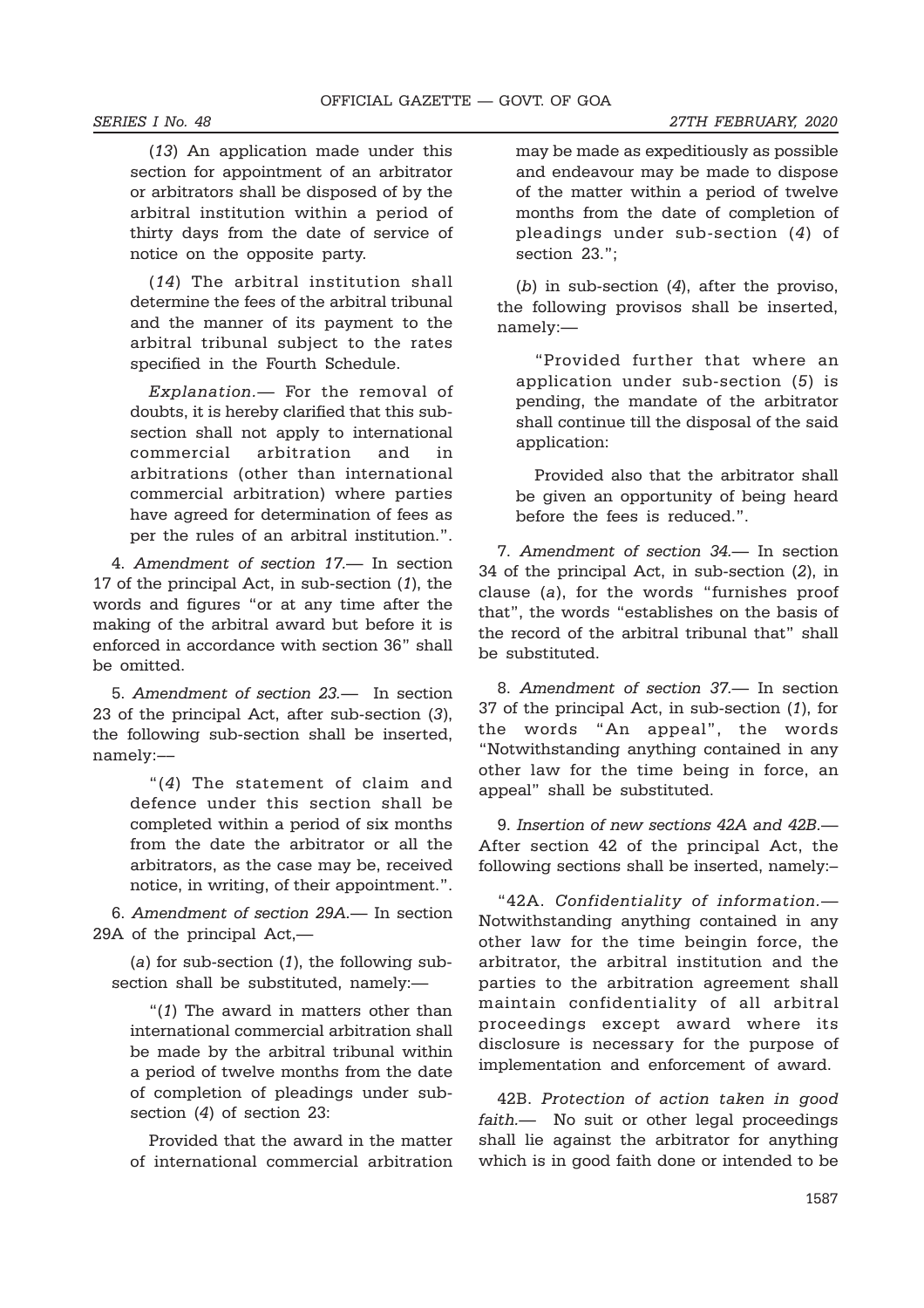(*13*) An application made under this section for appointment of an arbitrator or arbitrators shall be disposed of by the arbitral institution within a period of thirty days from the date of service of notice on the opposite party.

(*14*) The arbitral institution shall determine the fees of the arbitral tribunal and the manner of its payment to the arbitral tribunal subject to the rates specified in the Fourth Schedule.

*Explanation.*— For the removal of doubts, it is hereby clarified that this sub-section shall not apply to international commercial arbitration and in arbitrations (other than international commercial arbitration) where parties have agreed for determination of fees as per the rules of an arbitral institution.".

4. *Amendment of section 17.*— In section 17 of the principal Act, in sub-section (*1*), the words and figures "or at any time after the making of the arbitral award but before it is enforced in accordance with section 36" shall be omitted.

5. *Amendment of section 23.*— In section 23 of the principal Act, after sub-section (*3*), the following sub-section shall be inserted, namely:—

"(*4*) The statement of claim and defence under this section shall be completed within a period of six months from the date the arbitrator or all the arbitrators, as the case may be, received notice, in writing, of their appointment.".

6. *Amendment of section 29A.*— In section 29A of the principal Act,—

(*a*) for sub-section (*1*), the following sub-section shall be substituted, namely:—

"(*1*) The award in matters other than international commercial arbitration shall be made by the arbitral tribunal within a period of twelve months from the date of completion of pleadings under sub-section (*4*) of section 23:

Provided that the award in the matter of international commercial arbitration may be made as expeditiously as possible and endeavour may be made to dispose of the matter within a period of twelve months from the date of completion of pleadings under sub-section (*4*) of section 23.";

(*b*) in sub-section (*4*), after the proviso, the following provisos shall be inserted, namely:—

"Provided further that where an application under sub-section (*5*) is pending, the mandate of the arbitrator shall continue till the disposal of the said application:

Provided also that the arbitrator shall be given an opportunity of being heard before the fees is reduced.".

7. *Amendment of section 34.*— In section 34 of the principal Act, in sub-section (*2*), in clause (*a*), for the words "furnishes proof that", the words "establishes on the basis of the record of the arbitral tribunal that" shall be substituted.

8. *Amendment of section 37.*— In section 37 of the principal Act, in sub-section (*1*), for the words "An appeal", the words "Notwithstanding anything contained in any other law for the time being in force, an appeal" shall be substituted.

9. *Insertion of new sections 42A and 42B.*— After section 42 of the principal Act, the following sections shall be inserted, namely:–

"42A. *Confidentiality of information.*— Notwithstanding anything contained in any other law for the time beingin force, the arbitrator, the arbitral institution and the parties to the arbitration agreement shall maintain confidentiality of all arbitral proceedings except award where its disclosure is necessary for the purpose of implementation and enforcement of award.

42B. *Protection of action taken in good faith.*— No suit or other legal proceedings shall lie against the arbitrator for anything which is in good faith done or intended to be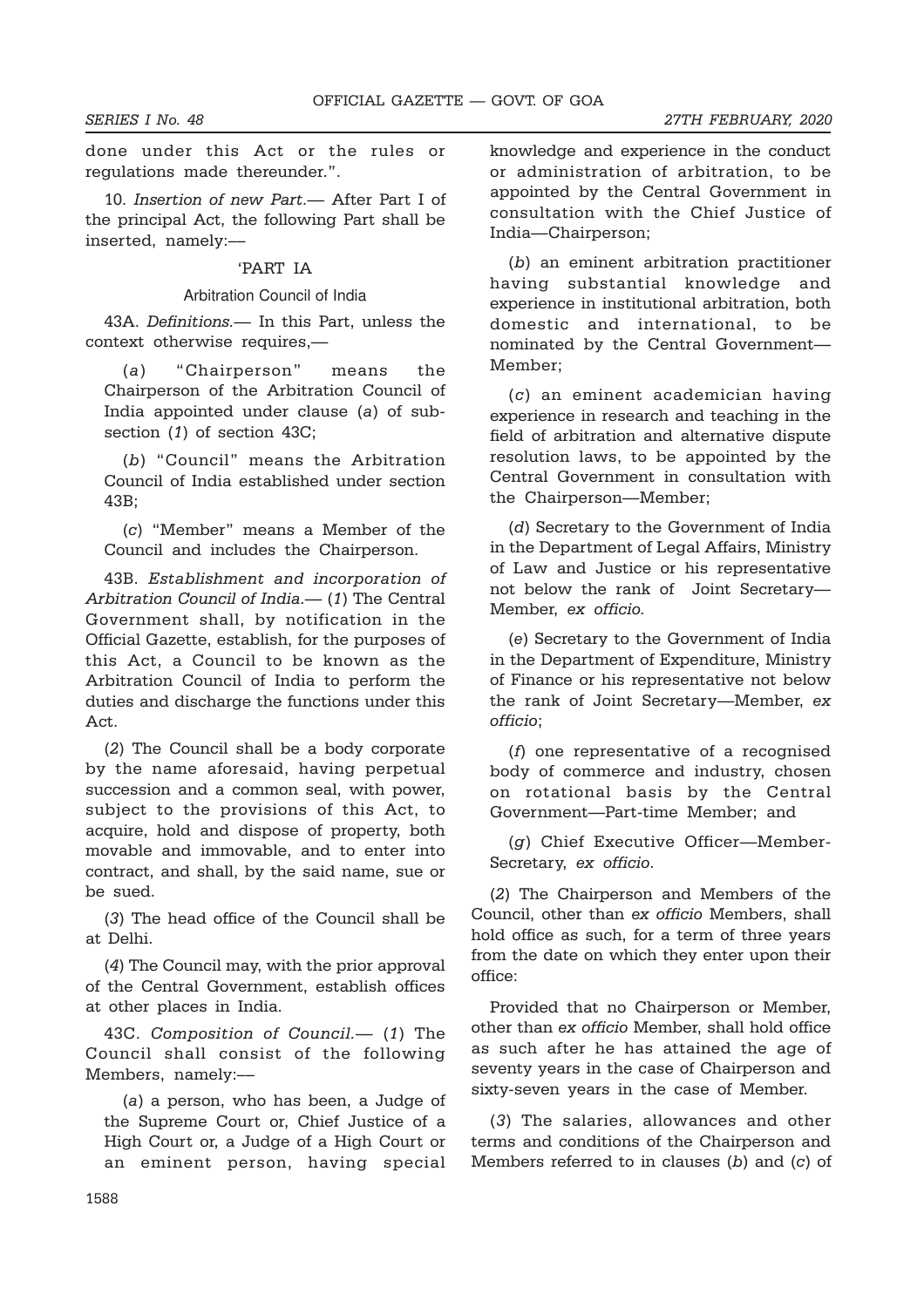done under this Act or the rules or regulations made thereunder.".

10. *Insertion of new Part.*— After Part I of the principal Act, the following Part shall be inserted, namely:—

'PART IA

Arbitration Council of India

43A. *Definitions.*— In this Part, unless the context otherwise requires,—

(*a*) "Chairperson" means the Chairperson of the Arbitration Council of India appointed under clause (*a*) of sub-section (*1*) of section 43C;

(*b*) "Council" means the Arbitration Council of India established under section 43B;

(*c*) "Member" means a Member of the Council and includes the Chairperson.

43B. *Establishment and incorporation of Arbitration Council of India.*— (*1*) The Central Government shall, by notification in the Official Gazette, establish, for the purposes of this Act, a Council to be known as the Arbitration Council of India to perform the duties and discharge the functions under this Act.

(*2*) The Council shall be a body corporate by the name aforesaid, having perpetual succession and a common seal, with power, subject to the provisions of this Act, to acquire, hold and dispose of property, both movable and immovable, and to enter into contract, and shall, by the said name, sue or be sued.

(*3*) The head office of the Council shall be at Delhi.

(*4*) The Council may, with the prior approval of the Central Government, establish offices at other places in India.

43C. *Composition of Council.*— (*1*) The Council shall consist of the following Members, namely:—

(*a*) a person, who has been, a Judge of the Supreme Court or, Chief Justice of a High Court or, a Judge of a High Court or an eminent person, having special knowledge and experience in the conduct or administration of arbitration, to be appointed by the Central Government in consultation with the Chief Justice of India—Chairperson;

(*b*) an eminent arbitration practitioner having substantial knowledge and experience in institutional arbitration, both domestic and international, to be nominated by the Central Government—Member;

(*c*) an eminent academician having experience in research and teaching in the field of arbitration and alternative dispute resolution laws, to be appointed by the Central Government in consultation with the Chairperson—Member;

(*d*) Secretary to the Government of India in the Department of Legal Affairs, Ministry of Law and Justice or his representative not below the rank of Joint Secretary—Member, *ex officio.*

(*e*) Secretary to the Government of India in the Department of Expenditure, Ministry of Finance or his representative not below the rank of Joint Secretary—Member, *ex officio*;

(*f*) one representative of a recognised body of commerce and industry, chosen on rotational basis by the Central Government—Part-time Member; and

(*g*) Chief Executive Officer—Member-Secretary, *ex officio*.

(*2*) The Chairperson and Members of the Council, other than *ex officio* Members, shall hold office as such, for a term of three years from the date on which they enter upon their office:

Provided that no Chairperson or Member, other than *ex officio* Member, shall hold office as such after he has attained the age of seventy years in the case of Chairperson and sixty-seven years in the case of Member.

(*3*) The salaries, allowances and other terms and conditions of the Chairperson and Members referred to in clauses (*b*) and (*c*) of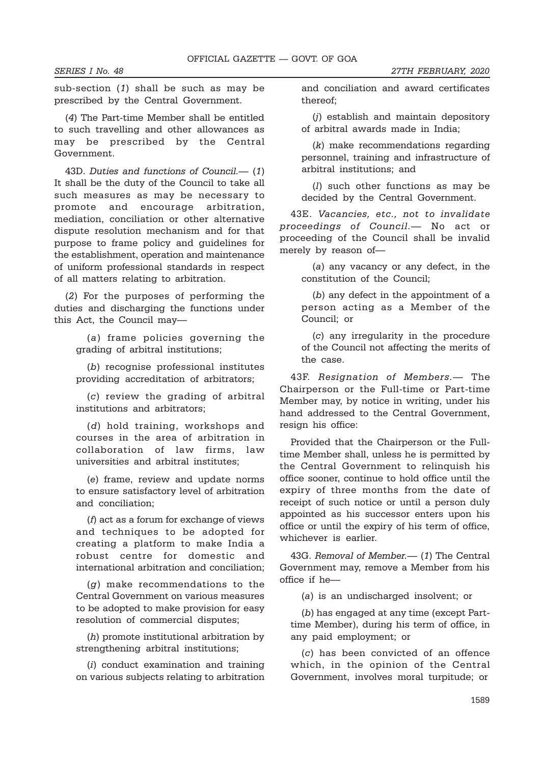sub-section (*1*) shall be such as may be prescribed by the Central Government.

(*4*) The Part-time Member shall be entitled to such travelling and other allowances as may be prescribed by the Central Government.

43D. *Duties and functions of Council.*— (*1*) It shall be the duty of the Council to take all such measures as may be necessary to promote and encourage arbitration, mediation, conciliation or other alternative dispute resolution mechanism and for that purpose to frame policy and guidelines for the establishment, operation and maintenance of uniform professional standards in respect of all matters relating to arbitration.

(*2*) For the purposes of performing the duties and discharging the functions under this Act, the Council may—

(*a*) frame policies governing the grading of arbitral institutions;

(*b*) recognise professional institutes providing accreditation of arbitrators;

(*c*) review the grading of arbitral institutions and arbitrators;

(*d*) hold training, workshops and courses in the area of arbitration in collaboration of law firms, law universities and arbitral institutes;

(*e*) frame, review and update norms to ensure satisfactory level of arbitration and conciliation;

(*f*) act as a forum for exchange of views and techniques to be adopted for creating a platform to make India a robust centre for domestic and international arbitration and conciliation;

(*g*) make recommendations to the Central Government on various measures to be adopted to make provision for easy resolution of commercial disputes;

(*h*) promote institutional arbitration by strengthening arbitral institutions;

(*i*) conduct examination and training on various subjects relating to arbitration and conciliation and award certificates thereof;

(*j*) establish and maintain depository of arbitral awards made in India;

(*k*) make recommendations regarding personnel, training and infrastructure of arbitral institutions; and

(*l*) such other functions as may be decided by the Central Government.

43E. *Vacancies, etc., not to invalidate proceedings of Council.*— No act or proceeding of the Council shall be invalid merely by reason of—

(*a*) any vacancy or any defect, in the constitution of the Council;

(*b*) any defect in the appointment of a person acting as a Member of the Council; or

(*c*) any irregularity in the procedure of the Council not affecting the merits of the case.

43F. *Resignation of Members.*— The Chairperson or the Full-time or Part-time Member may, by notice in writing, under his hand addressed to the Central Government, resign his office:

Provided that the Chairperson or the Full-time Member shall, unless he is permitted by the Central Government to relinquish his office sooner, continue to hold office until the expiry of three months from the date of receipt of such notice or until a person duly appointed as his successor enters upon his office or until the expiry of his term of office, whichever is earlier.

43G. *Removal of Member.*— (*1*) The Central Government may, remove a Member from his office if he—

(*a*) is an undischarged insolvent; or

(*b*) has engaged at any time (except Part-time Member), during his term of office, in any paid employment; or

(*c*) has been convicted of an offence which, in the opinion of the Central Government, involves moral turpitude; or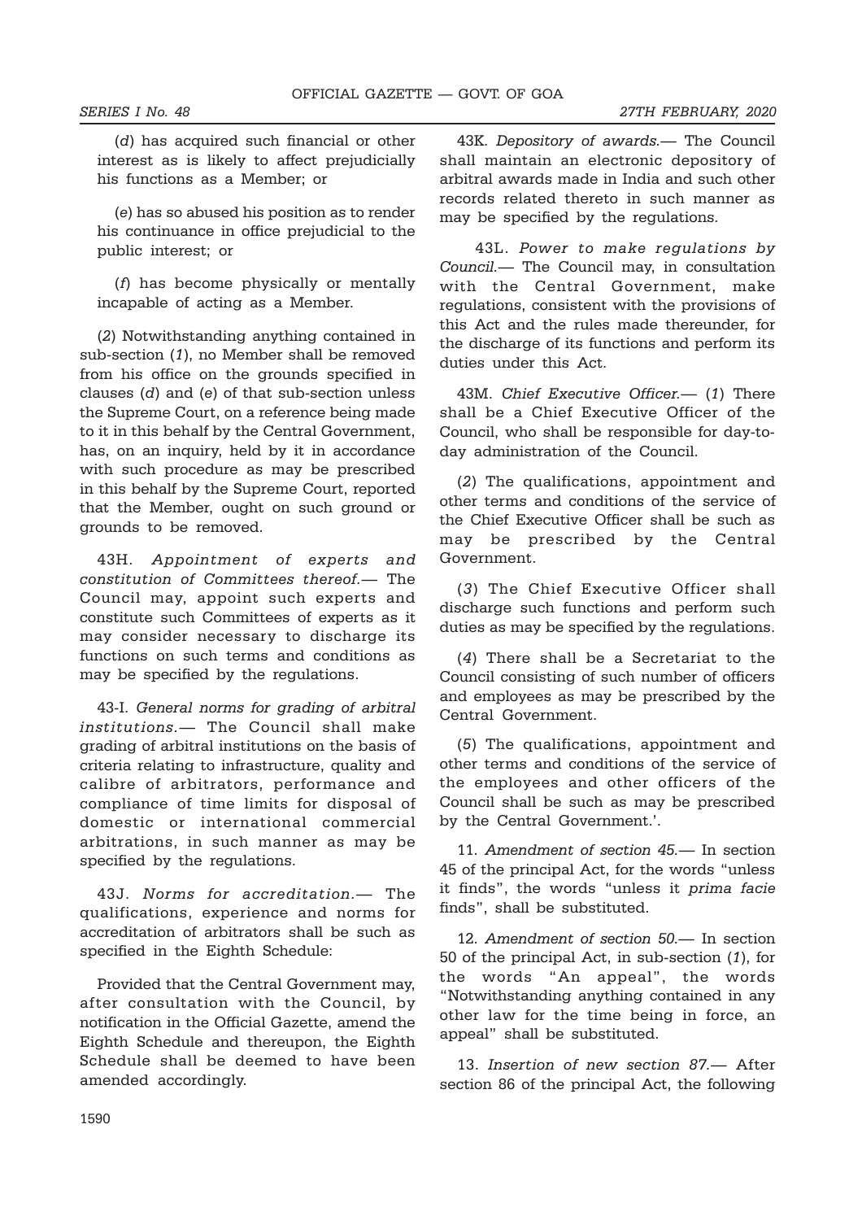(*d*) has acquired such financial or other interest as is likely to affect prejudicially his functions as a Member; or

(*e*) has so abused his position as to render his continuance in office prejudicial to the public interest; or

(*f*) has become physically or mentally incapable of acting as a Member.

(*2*) Notwithstanding anything contained in sub-section (*1*), no Member shall be removed from his office on the grounds specified in clauses (*d*) and (*e*) of that sub-section unless the Supreme Court, on a reference being made to it in this behalf by the Central Government, has, on an inquiry, held by it in accordance with such procedure as may be prescribed in this behalf by the Supreme Court, reported that the Member, ought on such ground or grounds to be removed.

43H. *Appointment of experts and constitution of Committees thereof.*— The Council may, appoint such experts and constitute such Committees of experts as it may consider necessary to discharge its functions on such terms and conditions as may be specified by the regulations.

43-I. *General norms for grading of arbitral institutions.*— The Council shall make grading of arbitral institutions on the basis of criteria relating to infrastructure, quality and calibre of arbitrators, performance and compliance of time limits for disposal of domestic or international commercial arbitrations, in such manner as may be specified by the regulations.

43J. *Norms for accreditation.*— The qualifications, experience and norms for accreditation of arbitrators shall be such as specified in the Eighth Schedule:

Provided that the Central Government may, after consultation with the Council, by notification in the Official Gazette, amend the Eighth Schedule and thereupon, the Eighth Schedule shall be deemed to have been amended accordingly.

43K. *Depository of awards.*— The Council shall maintain an electronic depository of arbitral awards made in India and such other records related thereto in such manner as may be specified by the regulations.

43L. *Power to make regulations by Council.*— The Council may, in consultation with the Central Government, make regulations, consistent with the provisions of this Act and the rules made thereunder, for the discharge of its functions and perform its duties under this Act.

43M. *Chief Executive Officer.*— (*1*) There shall be a Chief Executive Officer of the Council, who shall be responsible for day-to-day administration of the Council.

(*2*) The qualifications, appointment and other terms and conditions of the service of the Chief Executive Officer shall be such as may be prescribed by the Central Government.

(*3*) The Chief Executive Officer shall discharge such functions and perform such duties as may be specified by the regulations.

(*4*) There shall be a Secretariat to the Council consisting of such number of officers and employees as may be prescribed by the Central Government.

(*5*) The qualifications, appointment and other terms and conditions of the service of the employees and other officers of the Council shall be such as may be prescribed by the Central Government.'.

11. *Amendment of section 45.*— In section 45 of the principal Act, for the words "unless it finds", the words "unless it *prima facie* finds", shall be substituted.

12. *Amendment of section 50.*— In section 50 of the principal Act, in sub-section (*1*), for the words "An appeal", the words "Notwithstanding anything contained in any other law for the time being in force, an appeal" shall be substituted.

13. *Insertion of new section 87.*— After section 86 of the principal Act, the following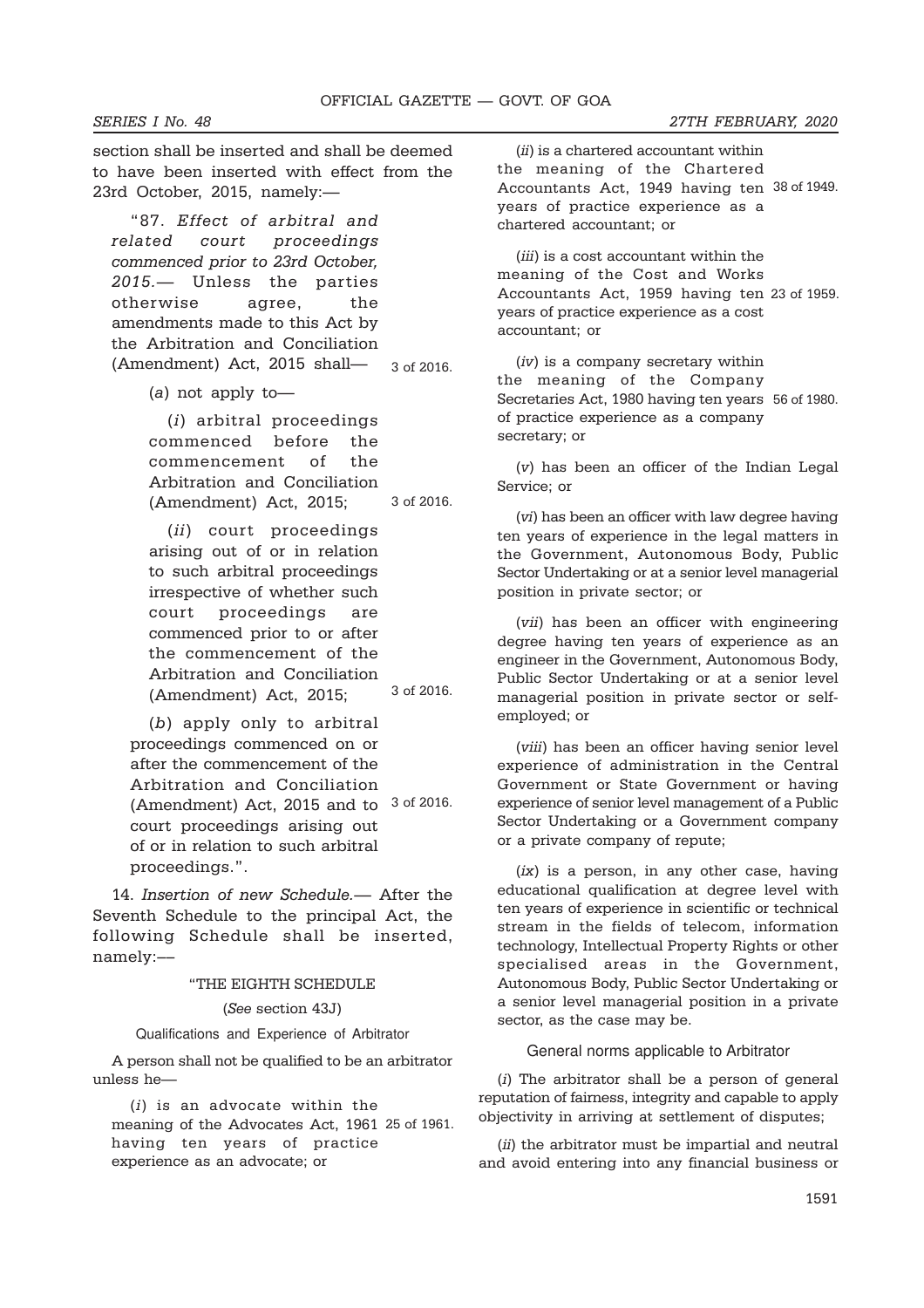section shall be inserted and shall be deemed to have been inserted with effect from the 23rd October, 2015, namely:—

"87. *Effect of arbitral and related court proceedings commenced prior to 23rd October, 2015.*— Unless the parties otherwise agree, the amendments made to this Act by the Arbitration and Conciliation (Amendment) Act, 2015 shall— 3 of 2016.

(*a*) not apply to—

(*i*) arbitral proceedings commenced before the commencement of the Arbitration and Conciliation (Amendment) Act, 2015; 3 of 2016.

(*ii*) court proceedings arising out of or in relation to such arbitral proceedings irrespective of whether such court proceedings are commenced prior to or after the commencement of the Arbitration and Conciliation (Amendment) Act, 2015; 3 of 2016.

(*b*) apply only to arbitral proceedings commenced on or after the commencement of the Arbitration and Conciliation (Amendment) Act, 2015 and to court proceedings arising out of or in relation to such arbitral proceedings.". 3 of 2016.

14. *Insertion of new Schedule.*— After the Seventh Schedule to the principal Act, the following Schedule shall be inserted, namely:—

"THE EIGHTH SCHEDULE

(*See* section 43J)

Qualifications and Experience of Arbitrator

A person shall not be qualified to be an arbitrator unless he—

(*i*) is an advocate within the meaning of the Advocates Act, 1961 having ten years of practice experience as an advocate; or 25 of 1961.

(*ii*) is a chartered accountant within the meaning of the Chartered Accountants Act, 1949 having ten years of practice experience as a chartered accountant; or 38 of 1949.

(*iii*) is a cost accountant within the meaning of the Cost and Works Accountants Act, 1959 having ten years of practice experience as a cost accountant; or 23 of 1959.

(*iv*) is a company secretary within the meaning of the Company Secretaries Act, 1980 having ten years of practice experience as a company secretary; or 56 of 1980.

(*v*) has been an officer of the Indian Legal Service; or

(*vi*) has been an officer with law degree having ten years of experience in the legal matters in the Government, Autonomous Body, Public Sector Undertaking or at a senior level managerial position in private sector; or

(*vii*) has been an officer with engineering degree having ten years of experience as an engineer in the Government, Autonomous Body, Public Sector Undertaking or at a senior level managerial position in private sector or self-employed; or

(*viii*) has been an officer having senior level experience of administration in the Central Government or State Government or having experience of senior level management of a Public Sector Undertaking or a Government company or a private company of repute;

(*ix*) is a person, in any other case, having educational qualification at degree level with ten years of experience in scientific or technical stream in the fields of telecom, information technology, Intellectual Property Rights or other specialised areas in the Government, Autonomous Body, Public Sector Undertaking or a senior level managerial position in a private sector, as the case may be.

General norms applicable to Arbitrator

(*i*) The arbitrator shall be a person of general reputation of fairness, integrity and capable to apply objectivity in arriving at settlement of disputes;

(*ii*) the arbitrator must be impartial and neutral and avoid entering into any financial business or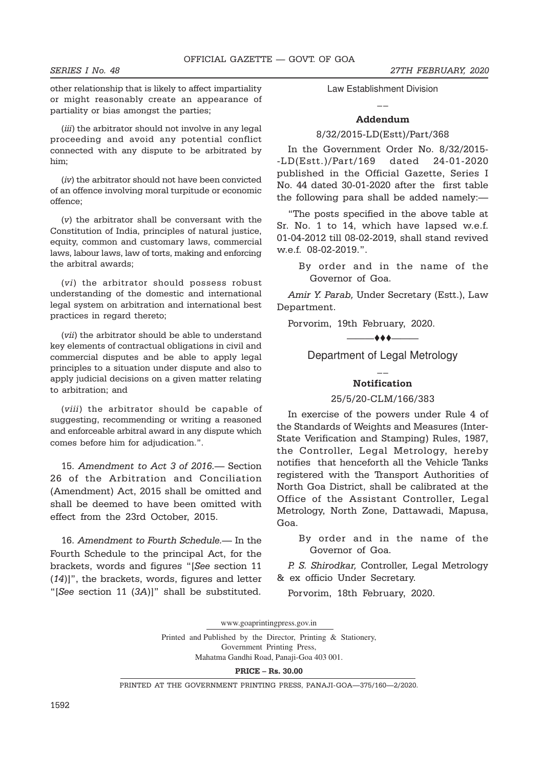other relationship that is likely to affect impartiality or might reasonably create an appearance of partiality or bias amongst the parties;

(*iii*) the arbitrator should not involve in any legal proceeding and avoid any potential conflict connected with any dispute to be arbitrated by him;

(*iv*) the arbitrator should not have been convicted of an offence involving moral turpitude or economic offence;

(*v*) the arbitrator shall be conversant with the Constitution of India, principles of natural justice, equity, common and customary laws, commercial laws, labour laws, law of torts, making and enforcing the arbitral awards;

(*vi*) the arbitrator should possess robust understanding of the domestic and international legal system on arbitration and international best practices in regard thereto;

(*vii*) the arbitrator should be able to understand key elements of contractual obligations in civil and commercial disputes and be able to apply legal principles to a situation under dispute and also to apply judicial decisions on a given matter relating to arbitration; and

(*viii*) the arbitrator should be capable of suggesting, recommending or writing a reasoned and enforceable arbitral award in any dispute which comes before him for adjudication.".

15. *Amendment to Act 3 of 2016*.— Section 26 of the Arbitration and Conciliation (Amendment) Act, 2015 shall be omitted and shall be deemed to have been omitted with effect from the 23rd October, 2015.

16. *Amendment to Fourth Schedule*.— In the Fourth Schedule to the principal Act, for the brackets, words and figures "[*See* section 11 (*14*)]", the brackets, words, figures and letter "[*See* section 11 (*3A*)]" shall be substituted.

## Law Establishment Division

**Addendum**

8/32/2015-LD(Estt)/Part/368

In the Government Order No. 8/32/2015--LD(Estt.)/Part/169 dated 24-01-2020 published in the Official Gazette, Series I No. 44 dated 30-01-2020 after the first table the following para shall be added namely:—

"The posts specified in the above table at Sr. No. 1 to 14, which have lapsed w.e.f. 01-04-2012 till 08-02-2019, shall stand revived w.e.f. 08-02-2019.".

By order and in the name of the Governor of Goa.

*Amir Y. Parab,* Under Secretary (Estt.), Law Department.

Porvorim, 19th February, 2020.

## Department of Legal Metrology

**Notification**

25/5/20-CLM/166/383

In exercise of the powers under Rule 4 of the Standards of Weights and Measures (Inter-State Verification and Stamping) Rules, 1987, the Controller, Legal Metrology, hereby notifies that henceforth all the Vehicle Tanks registered with the Transport Authorities of North Goa District, shall be calibrated at the Office of the Assistant Controller, Legal Metrology, North Zone, Dattawadi, Mapusa, Goa.

By order and in the name of the Governor of Goa.

*P. S. Shirodkar,* Controller, Legal Metrology & ex officio Under Secretary.

Porvorim, 18th February, 2020.

www.goaprintingpress.gov.in

Printed and Published by the Director, Printing & Stationery, Government Printing Press, Mahatma Gandhi Road, Panaji-Goa 403 001.

**PRICE – Rs. 30.00**

PRINTED AT THE GOVERNMENT PRINTING PRESS, PANAJI-GOA—375/160—2/2020.